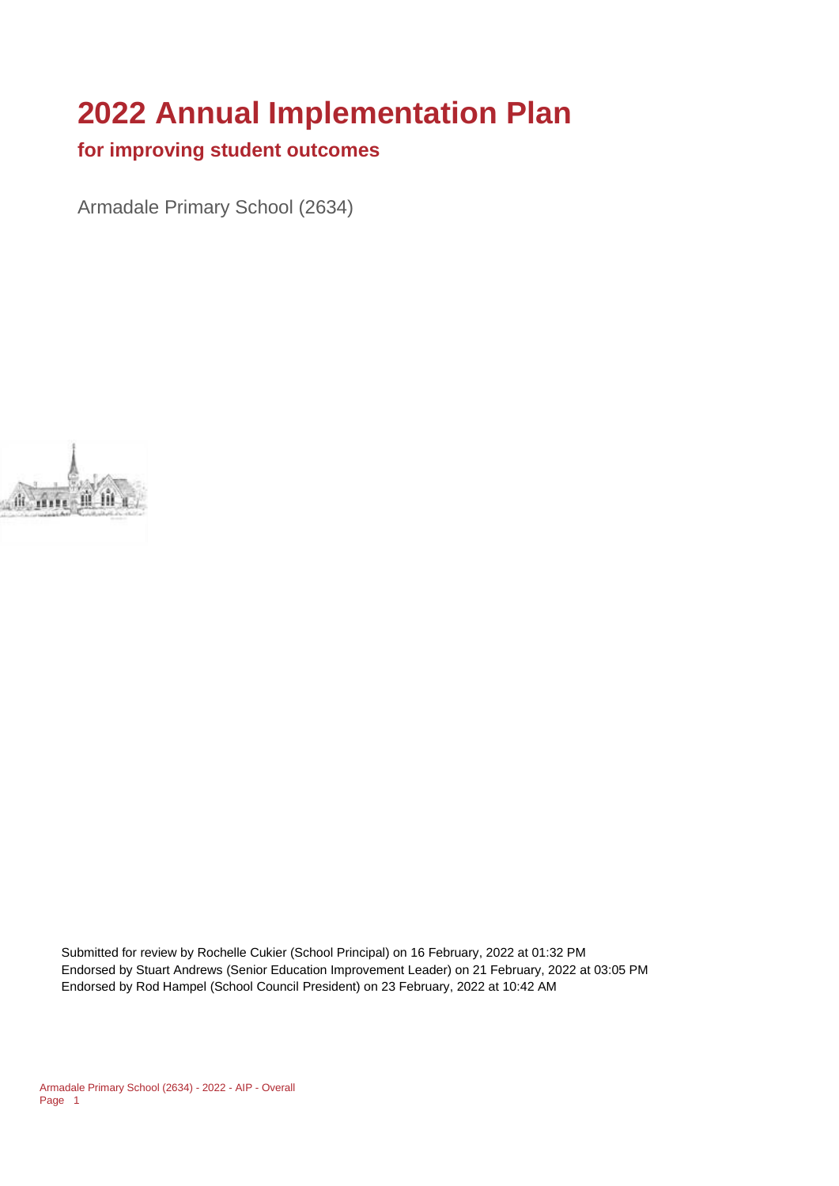# 2022 Annual Implementation Plan

## for improving student outcomes

Armadale Primary School (2634)

Submitted for review by Rochelle Cukier (School Principal) on 16 February, 2022 at 01:32 PM
Endorsed by Stuart Andrews (Senior Education Improvement Leader) on 21 February, 2022 at 03:05 PM
Endorsed by Rod Hampel (School Council President) on 23 February, 2022 at 10:42 AM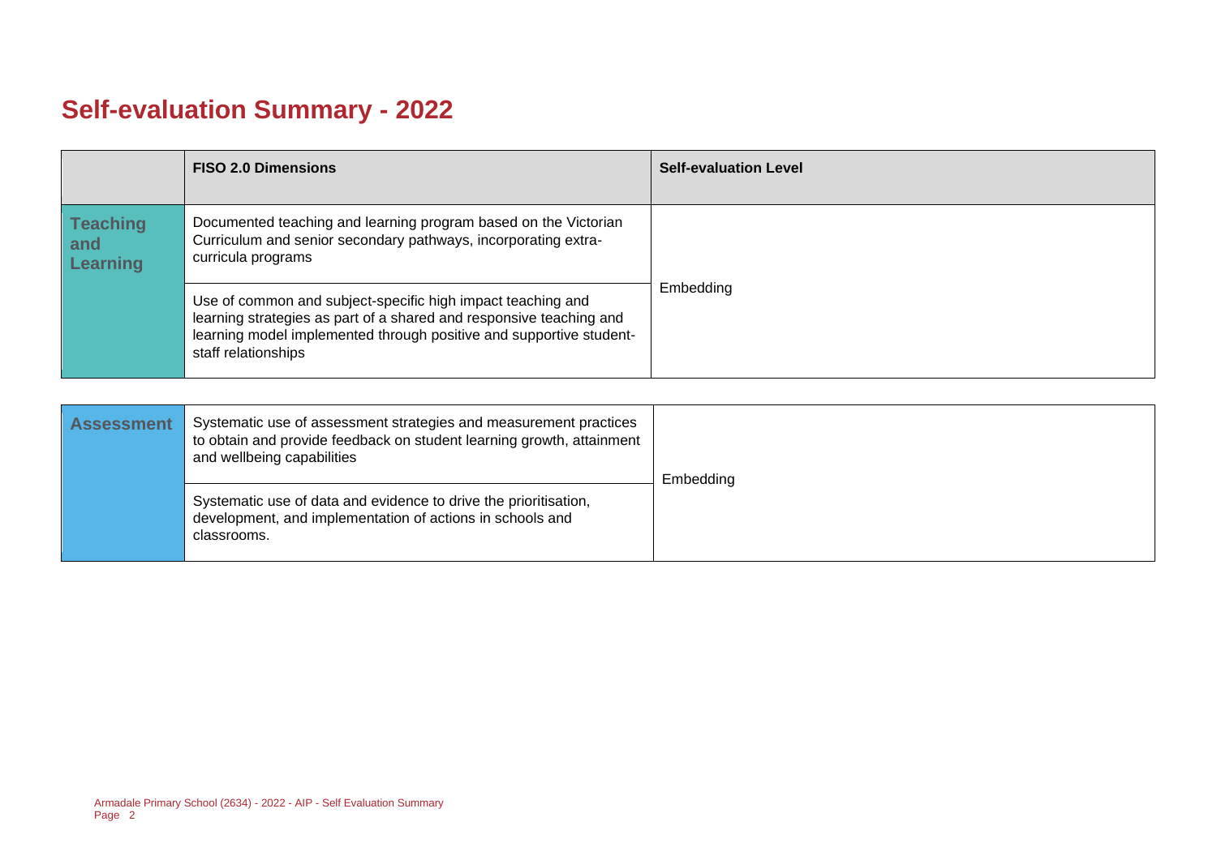# Self-evaluation Summary - 2022

| | FISO 2.0 Dimensions | Self-evaluation Level |
|---|---|---|
| **Teaching and Learning** | Documented teaching and learning program based on the Victorian Curriculum and senior secondary pathways, incorporating extra-curricula programs | Embedding |
| | Use of common and subject-specific high impact teaching and learning strategies as part of a shared and responsive teaching and learning model implemented through positive and supportive student-staff relationships | |

| | | |
|---|---|---|
| **Assessment** | Systematic use of assessment strategies and measurement practices to obtain and provide feedback on student learning growth, attainment and wellbeing capabilities | Embedding |
| | Systematic use of data and evidence to drive the prioritisation, development, and implementation of actions in schools and classrooms. | |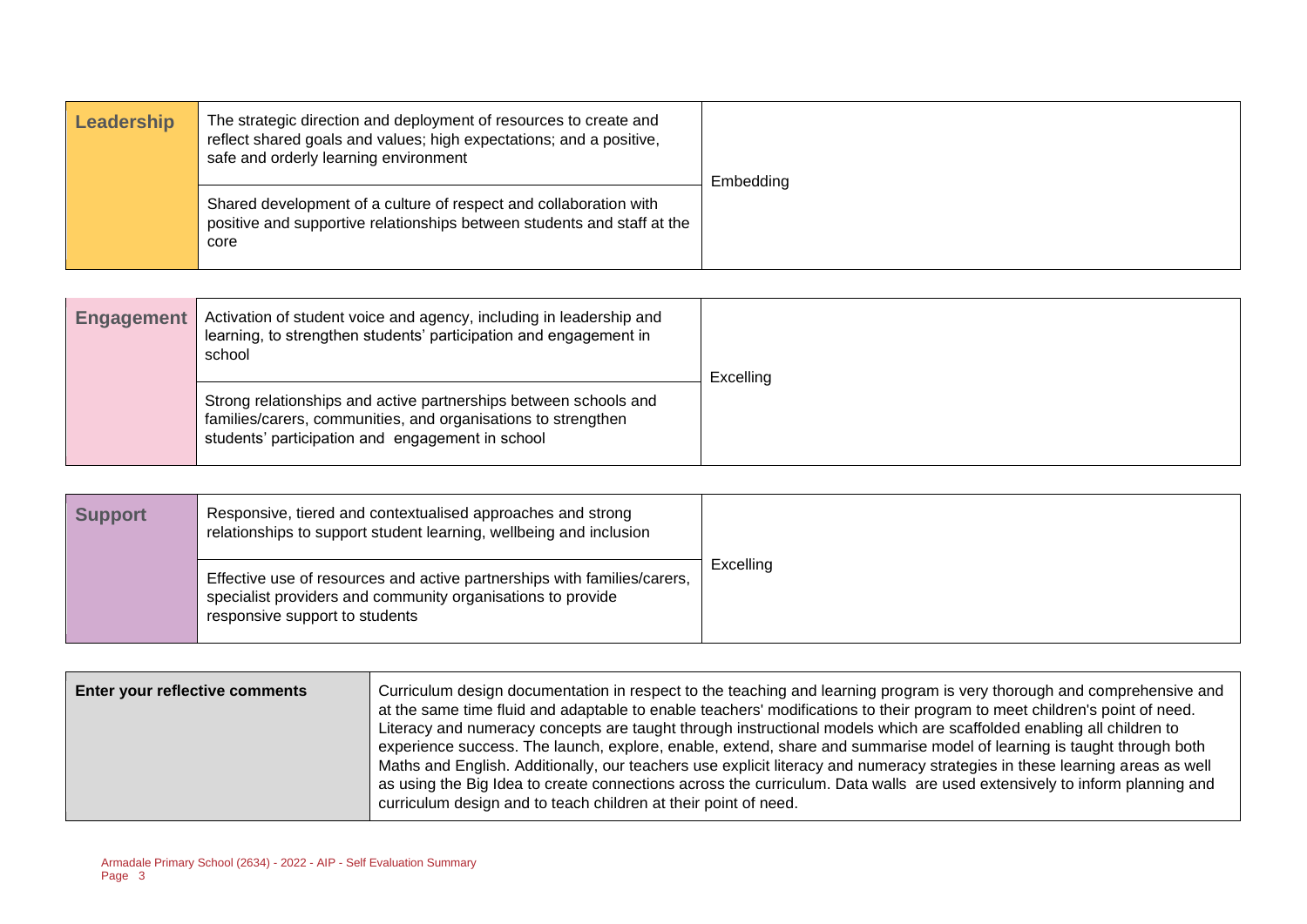| Leadership | | |
|---|---|---|
| Leadership | The strategic direction and deployment of resources to create and reflect shared goals and values; high expectations; and a positive, safe and orderly learning environment | Embedding |
| | Shared development of a culture of respect and collaboration with positive and supportive relationships between students and staff at the core | |

| Engagement | | |
|---|---|---|
| Engagement | Activation of student voice and agency, including in leadership and learning, to strengthen students' participation and engagement in school | Excelling |
| | Strong relationships and active partnerships between schools and families/carers, communities, and organisations to strengthen students' participation and engagement in school | |

| Support | | |
|---|---|---|
| Support | Responsive, tiered and contextualised approaches and strong relationships to support student learning, wellbeing and inclusion | Excelling |
| | Effective use of resources and active partnerships with families/carers, specialist providers and community organisations to provide responsive support to students | |

| Enter your reflective comments | |
|---|---|
| Enter your reflective comments | Curriculum design documentation in respect to the teaching and learning program is very thorough and comprehensive and at the same time fluid and adaptable to enable teachers' modifications to their program to meet children's point of need. Literacy and numeracy concepts are taught through instructional models which are scaffolded enabling all children to experience success. The launch, explore, enable, extend, share and summarise model of learning is taught through both Maths and English. Additionally, our teachers use explicit literacy and numeracy strategies in these learning areas as well as using the Big Idea to create connections across the curriculum. Data walls are used extensively to inform planning and curriculum design and to teach children at their point of need. |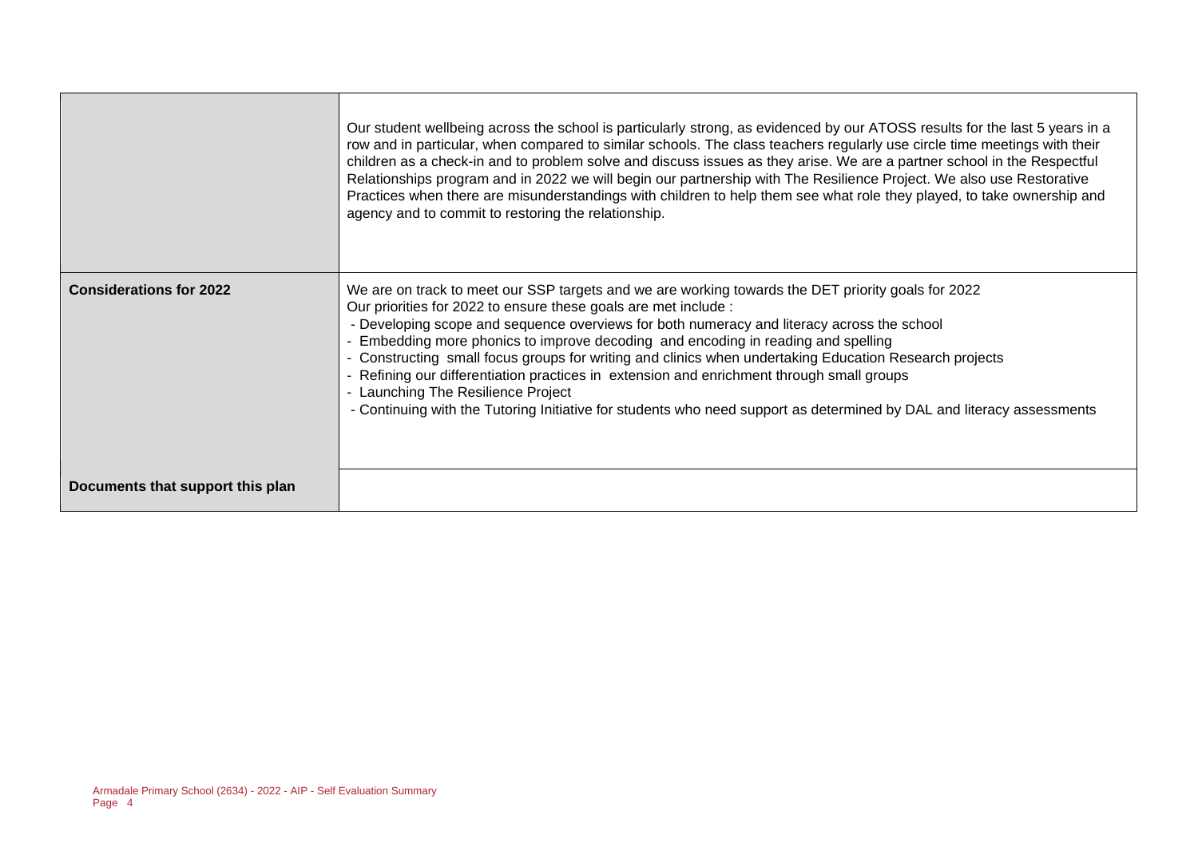| | |
|---|---|
| | Our student wellbeing across the school is particularly strong, as evidenced by our ATOSS results for the last 5 years in a row and in particular, when compared to similar schools. The class teachers regularly use circle time meetings with their children as a check-in and to problem solve and discuss issues as they arise. We are a partner school in the Respectful Relationships program and in 2022 we will begin our partnership with The Resilience Project. We also use Restorative Practices when there are misunderstandings with children to help them see what role they played, to take ownership and agency and to commit to restoring the relationship. |
| **Considerations for 2022** | We are on track to meet our SSP targets and we are working towards the DET priority goals for 2022<br>Our priorities for 2022 to ensure these goals are met include :<br>- Developing scope and sequence overviews for both numeracy and literacy across the school<br>- Embedding more phonics to improve decoding and encoding in reading and spelling<br>- Constructing small focus groups for writing and clinics when undertaking Education Research projects<br>- Refining our differentiation practices in extension and enrichment through small groups<br>- Launching The Resilience Project<br>- Continuing with the Tutoring Initiative for students who need support as determined by DAL and literacy assessments |
| **Documents that support this plan** | |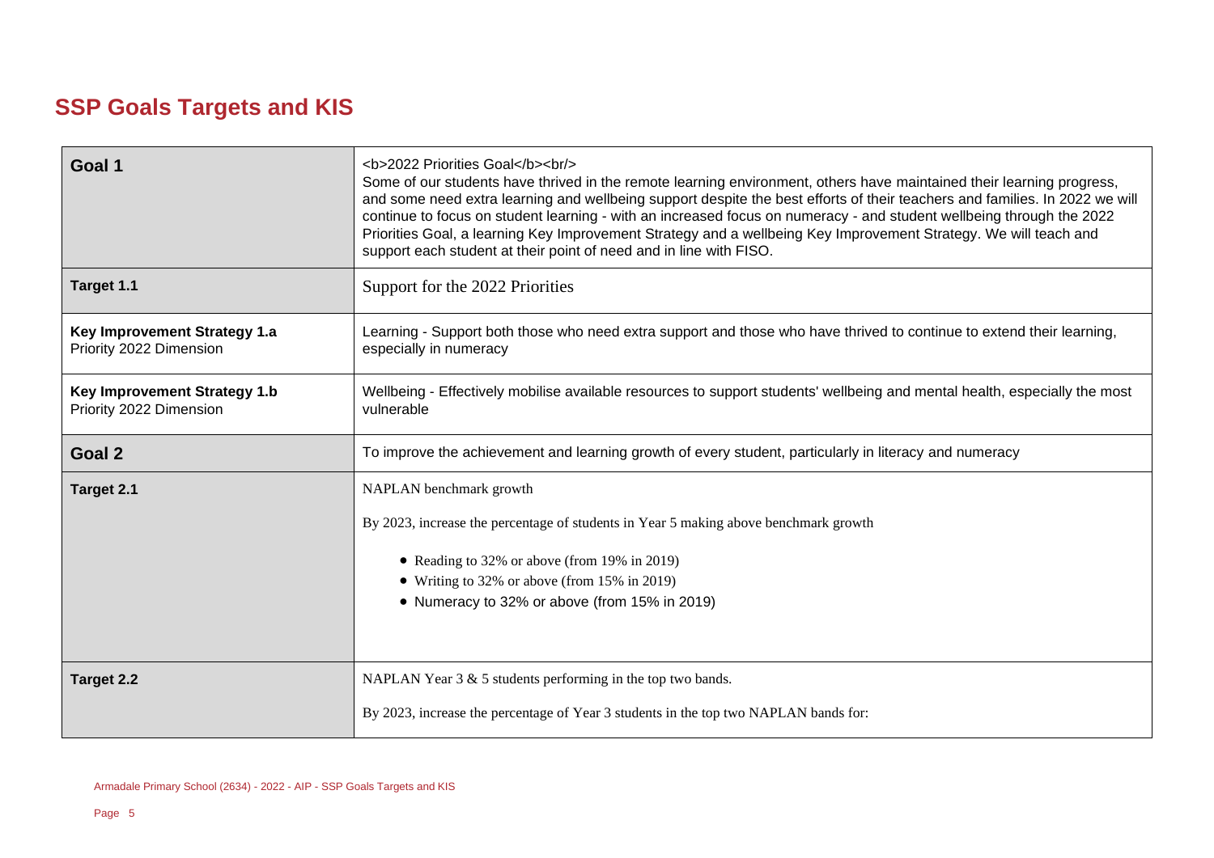## SSP Goals Targets and KIS

| Goal 1 | <b>2022 Priorities Goal</b><br/> Some of our students have thrived in the remote learning environment, others have maintained their learning progress, and some need extra learning and wellbeing support despite the best efforts of their teachers and families. In 2022 we will continue to focus on student learning - with an increased focus on numeracy - and student wellbeing through the 2022 Priorities Goal, a learning Key Improvement Strategy and a wellbeing Key Improvement Strategy. We will teach and support each student at their point of need and in line with FISO. |
|---|---|
| **Target 1.1** | Support for the 2022 Priorities |
| **Key Improvement Strategy 1.a**<br>Priority 2022 Dimension | Learning - Support both those who need extra support and those who have thrived to continue to extend their learning, especially in numeracy |
| **Key Improvement Strategy 1.b**<br>Priority 2022 Dimension | Wellbeing - Effectively mobilise available resources to support students' wellbeing and mental health, especially the most vulnerable |
| **Goal 2** | To improve the achievement and learning growth of every student, particularly in literacy and numeracy |
| **Target 2.1** | NAPLAN benchmark growth<br><br>By 2023, increase the percentage of students in Year 5 making above benchmark growth<br><br>• Reading to 32% or above (from 19% in 2019)<br>• Writing to 32% or above (from 15% in 2019)<br>• Numeracy to 32% or above (from 15% in 2019) |
| **Target 2.2** | NAPLAN Year 3 & 5 students performing in the top two bands.<br><br>By 2023, increase the percentage of Year 3 students in the top two NAPLAN bands for: |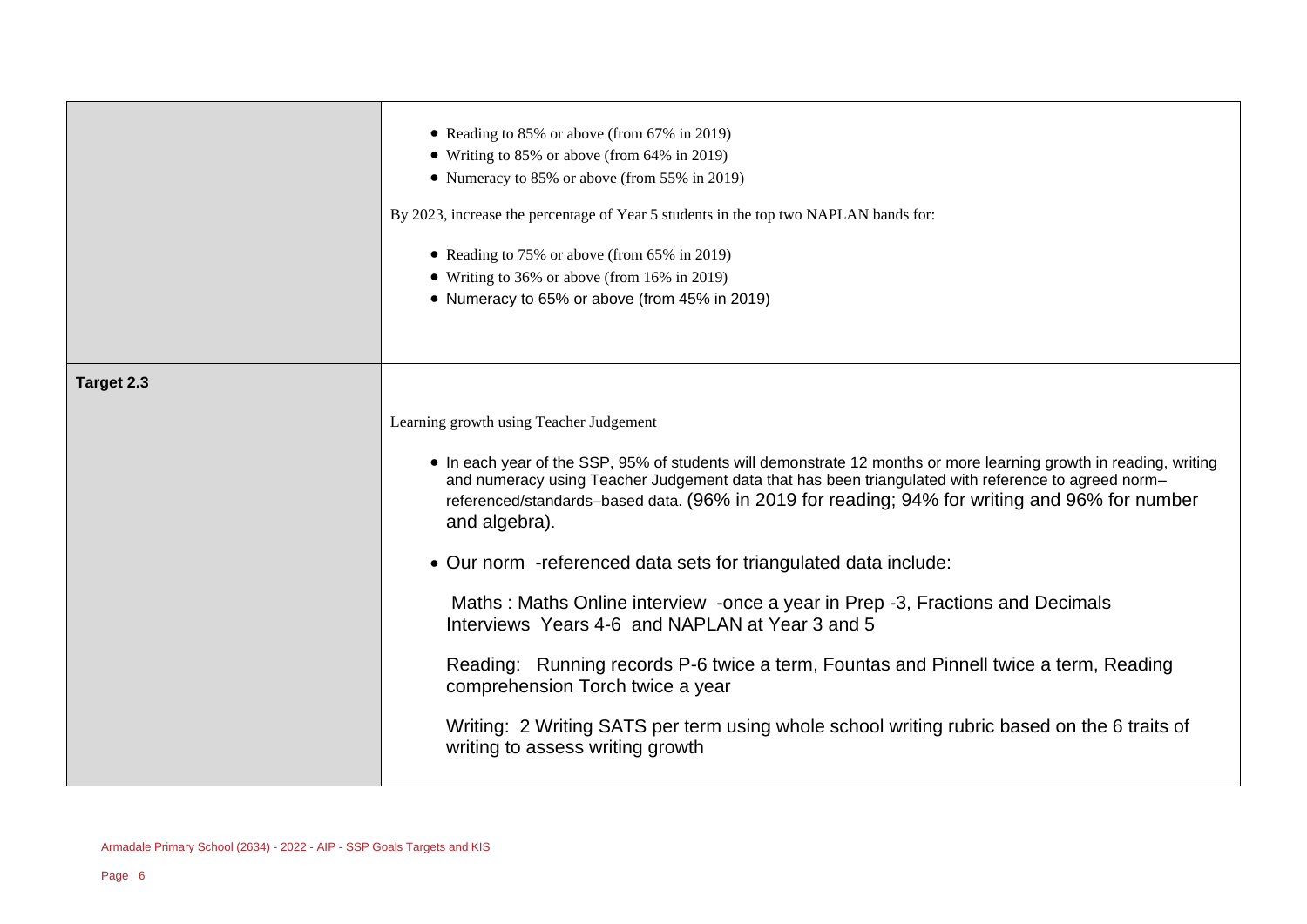| | |
|---|---|
| | • Reading to 85% or above (from 67% in 2019)<br>• Writing to 85% or above (from 64% in 2019)<br>• Numeracy to 85% or above (from 55% in 2019)<br><br>By 2023, increase the percentage of Year 5 students in the top two NAPLAN bands for:<br><br>• Reading to 75% or above (from 65% in 2019)<br>• Writing to 36% or above (from 16% in 2019)<br>• Numeracy to 65% or above (from 45% in 2019) |
| **Target 2.3** | Learning growth using Teacher Judgement<br><br>• In each year of the SSP, 95% of students will demonstrate 12 months or more learning growth in reading, writing and numeracy using Teacher Judgement data that has been triangulated with reference to agreed norm–referenced/standards–based data. (96% in 2019 for reading; 94% for writing and 96% for number and algebra).<br><br>• Our norm -referenced data sets for triangulated data include:<br><br>Maths : Maths Online interview -once a year in Prep -3, Fractions and Decimals Interviews Years 4-6 and NAPLAN at Year 3 and 5<br><br>Reading: Running records P-6 twice a term, Fountas and Pinnell twice a term, Reading comprehension Torch twice a year<br><br>Writing: 2 Writing SATS per term using whole school writing rubric based on the 6 traits of writing to assess writing growth |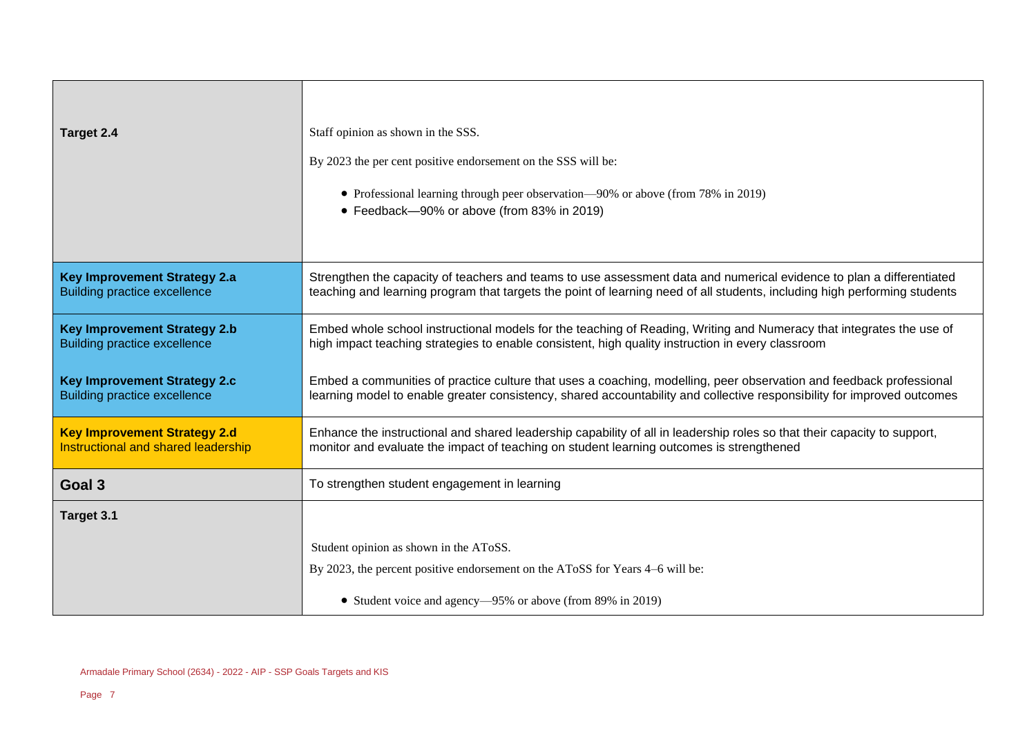| | |
|---|---|
| **Target 2.4** | Staff opinion as shown in the SSS.<br><br>By 2023 the per cent positive endorsement on the SSS will be:<br><br>• Professional learning through peer observation—90% or above (from 78% in 2019)<br>• Feedback—90% or above (from 83% in 2019) |
| **Key Improvement Strategy 2.a**<br>Building practice excellence | Strengthen the capacity of teachers and teams to use assessment data and numerical evidence to plan a differentiated teaching and learning program that targets the point of learning need of all students, including high performing students |
| **Key Improvement Strategy 2.b**<br>Building practice excellence | Embed whole school instructional models for the teaching of Reading, Writing and Numeracy that integrates the use of high impact teaching strategies to enable consistent, high quality instruction in every classroom |
| **Key Improvement Strategy 2.c**<br>Building practice excellence | Embed a communities of practice culture that uses a coaching, modelling, peer observation and feedback professional learning model to enable greater consistency, shared accountability and collective responsibility for improved outcomes |
| **Key Improvement Strategy 2.d**<br>Instructional and shared leadership | Enhance the instructional and shared leadership capability of all in leadership roles so that their capacity to support, monitor and evaluate the impact of teaching on student learning outcomes is strengthened |
| **Goal 3** | To strengthen student engagement in learning |
| **Target 3.1** | Student opinion as shown in the AToSS.<br><br>By 2023, the percent positive endorsement on the AToSS for Years 4–6 will be:<br><br>• Student voice and agency—95% or above (from 89% in 2019) |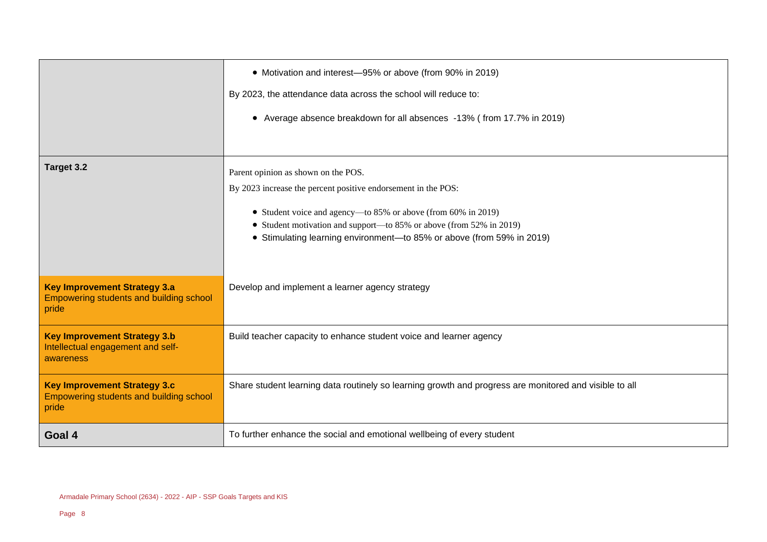| | |
|---|---|
| | • Motivation and interest—95% or above (from 90% in 2019)<br><br>By 2023, the attendance data across the school will reduce to:<br><br>• Average absence breakdown for all absences -13% ( from 17.7% in 2019) |
| **Target 3.2** | Parent opinion as shown on the POS.<br><br>By 2023 increase the percent positive endorsement in the POS:<br><br>• Student voice and agency—to 85% or above (from 60% in 2019)<br>• Student motivation and support—to 85% or above (from 52% in 2019)<br>• Stimulating learning environment—to 85% or above (from 59% in 2019) |
| **Key Improvement Strategy 3.a**<br>Empowering students and building school pride | Develop and implement a learner agency strategy |
| **Key Improvement Strategy 3.b**<br>Intellectual engagement and self-awareness | Build teacher capacity to enhance student voice and learner agency |
| **Key Improvement Strategy 3.c**<br>Empowering students and building school pride | Share student learning data routinely so learning growth and progress are monitored and visible to all |
| **Goal 4** | To further enhance the social and emotional wellbeing of every student |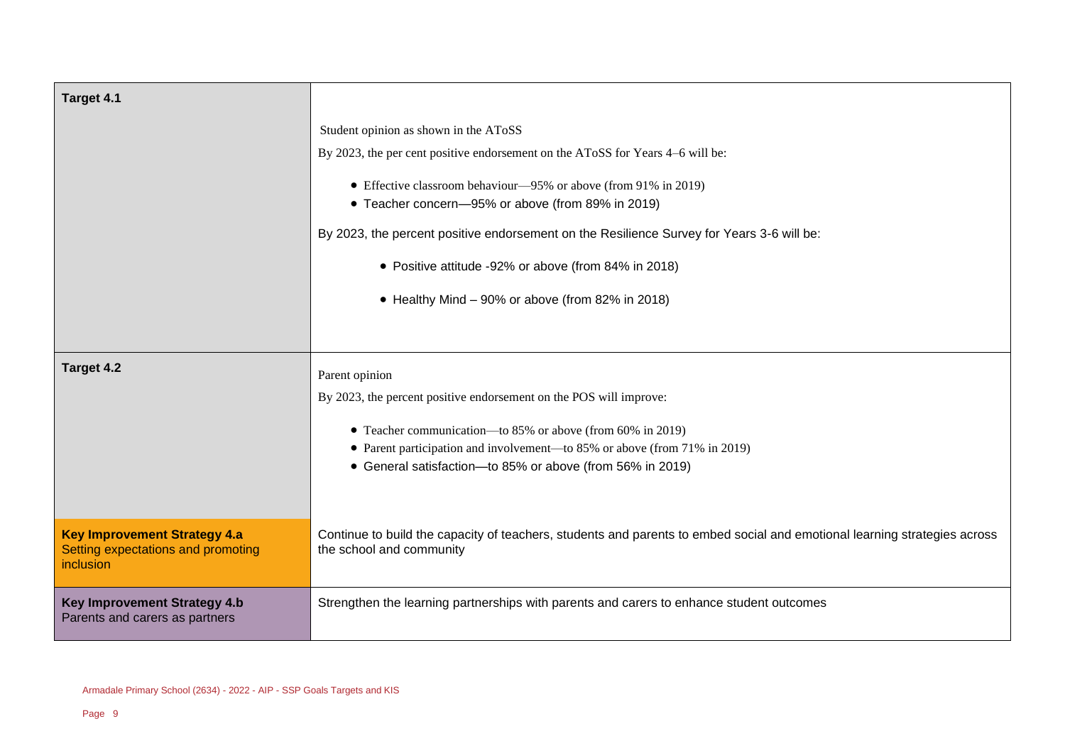| | |
|---|---|
| **Target 4.1** | Student opinion as shown in the AToSS<br><br>By 2023, the per cent positive endorsement on the AToSS for Years 4–6 will be:<br><br>• Effective classroom behaviour—95% or above (from 91% in 2019)<br>• Teacher concern—95% or above (from 89% in 2019)<br><br>By 2023, the percent positive endorsement on the Resilience Survey for Years 3-6 will be:<br><br>• Positive attitude -92% or above (from 84% in 2018)<br><br>• Healthy Mind – 90% or above (from 82% in 2018) |
| **Target 4.2** | Parent opinion<br><br>By 2023, the percent positive endorsement on the POS will improve:<br><br>• Teacher communication—to 85% or above (from 60% in 2019)<br>• Parent participation and involvement—to 85% or above (from 71% in 2019)<br>• General satisfaction—to 85% or above (from 56% in 2019) |
| **Key Improvement Strategy 4.a**<br>Setting expectations and promoting inclusion | Continue to build the capacity of teachers, students and parents to embed social and emotional learning strategies across the school and community |
| **Key Improvement Strategy 4.b**<br>Parents and carers as partners | Strengthen the learning partnerships with parents and carers to enhance student outcomes |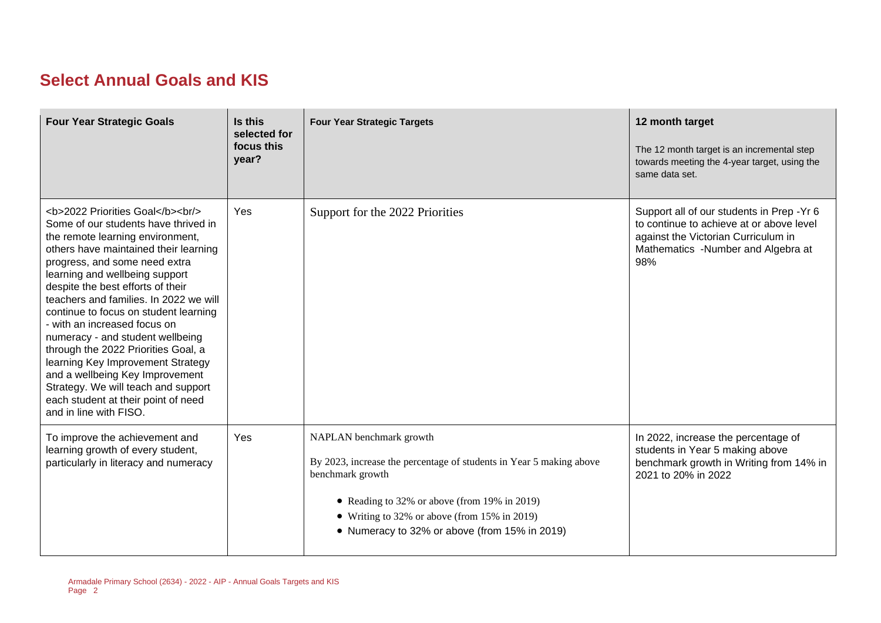## Select Annual Goals and KIS

| Four Year Strategic Goals | Is this selected for focus this year? | Four Year Strategic Targets | 12 month target<br><br>The 12 month target is an incremental step towards meeting the 4-year target, using the same data set. |
|---|---|---|---|
| <b>2022 Priorities Goal</b><br/> Some of our students have thrived in the remote learning environment, others have maintained their learning progress, and some need extra learning and wellbeing support despite the best efforts of their teachers and families. In 2022 we will continue to focus on student learning - with an increased focus on numeracy - and student wellbeing through the 2022 Priorities Goal, a learning Key Improvement Strategy and a wellbeing Key Improvement Strategy. We will teach and support each student at their point of need and in line with FISO. | Yes | Support for the 2022 Priorities | Support all of our students in Prep -Yr 6 to continue to achieve at or above level against the Victorian Curriculum in Mathematics -Number and Algebra at 98% |
| To improve the achievement and learning growth of every student, particularly in literacy and numeracy | Yes | NAPLAN benchmark growth<br><br>By 2023, increase the percentage of students in Year 5 making above benchmark growth<br><br>• Reading to 32% or above (from 19% in 2019)<br>• Writing to 32% or above (from 15% in 2019)<br>• Numeracy to 32% or above (from 15% in 2019) | In 2022, increase the percentage of students in Year 5 making above benchmark growth in Writing from 14% in 2021 to 20% in 2022 |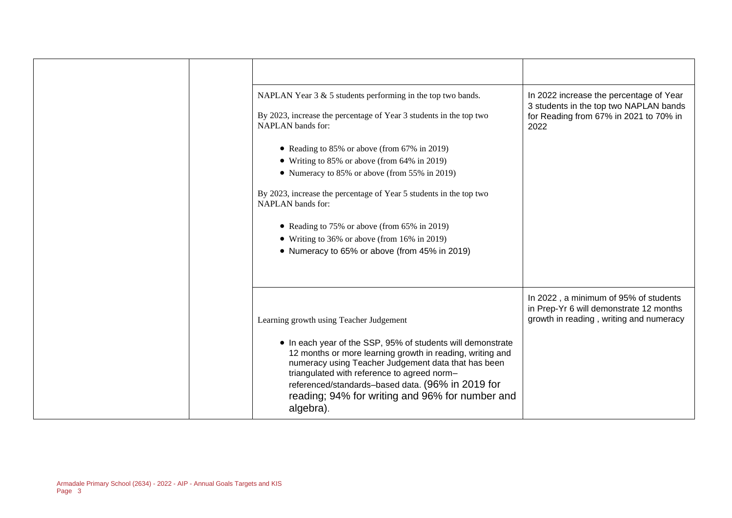| | | | |
|---|---|---|---|
| | | | |
| | | NAPLAN Year 3 & 5 students performing in the top two bands.<br><br>By 2023, increase the percentage of Year 3 students in the top two NAPLAN bands for:<br><br>• Reading to 85% or above (from 67% in 2019)<br>• Writing to 85% or above (from 64% in 2019)<br>• Numeracy to 85% or above (from 55% in 2019)<br><br>By 2023, increase the percentage of Year 5 students in the top two NAPLAN bands for:<br><br>• Reading to 75% or above (from 65% in 2019)<br>• Writing to 36% or above (from 16% in 2019)<br>• Numeracy to 65% or above (from 45% in 2019) | In 2022 increase the percentage of Year 3 students in the top two NAPLAN bands for Reading from 67% in 2021 to 70% in 2022 |
| | | Learning growth using Teacher Judgement<br><br>• In each year of the SSP, 95% of students will demonstrate 12 months or more learning growth in reading, writing and numeracy using Teacher Judgement data that has been triangulated with reference to agreed norm–referenced/standards–based data. (96% in 2019 for reading; 94% for writing and 96% for number and algebra). | In 2022 , a minimum of 95% of students in Prep-Yr 6 will demonstrate 12 months growth in reading , writing and numeracy |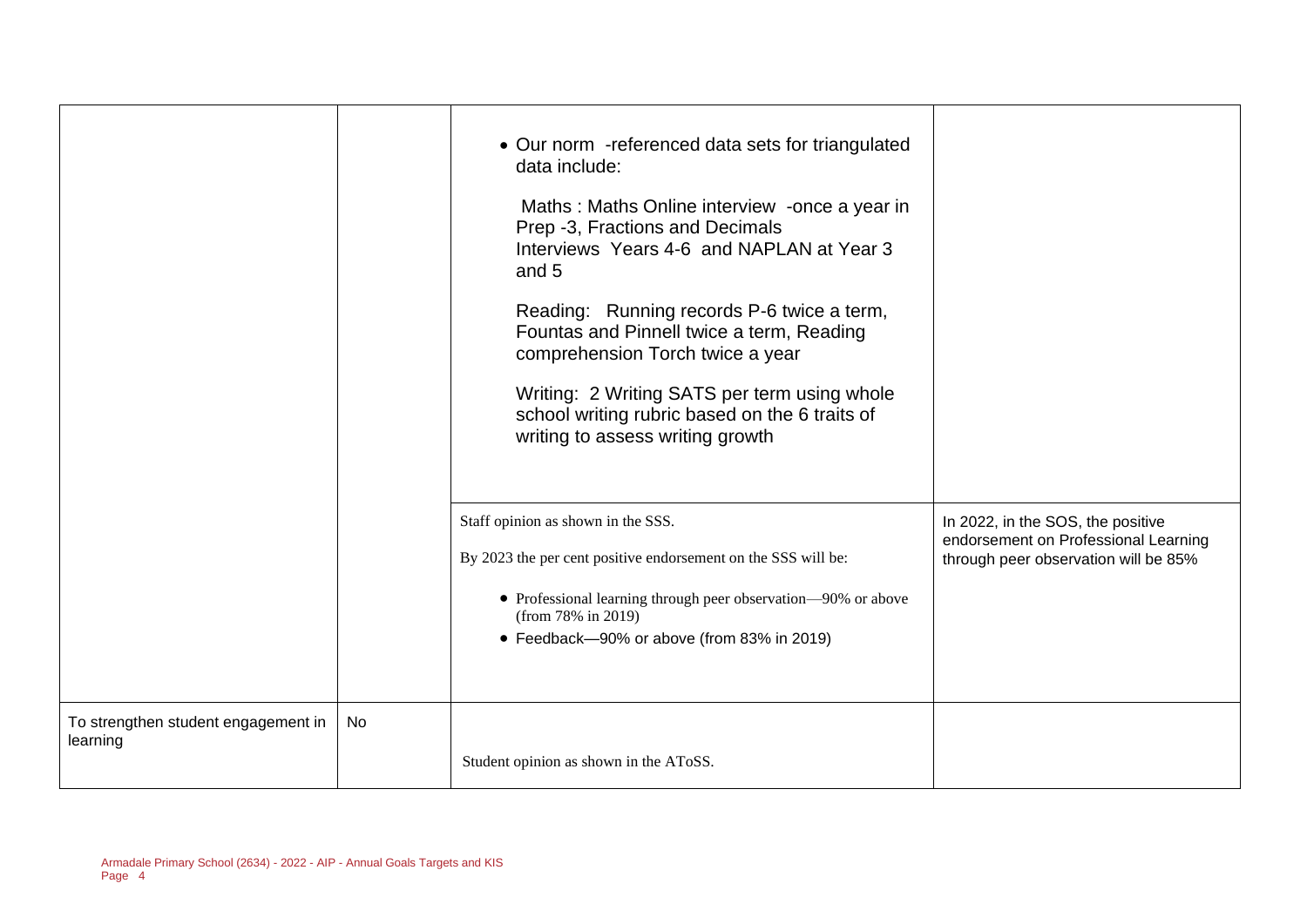| | | | |
|---|---|---|---|
| | | • Our norm -referenced data sets for triangulated data include:<br><br>Maths : Maths Online interview -once a year in Prep -3, Fractions and Decimals Interviews Years 4-6 and NAPLAN at Year 3 and 5<br><br>Reading: Running records P-6 twice a term, Fountas and Pinnell twice a term, Reading comprehension Torch twice a year<br><br>Writing: 2 Writing SATS per term using whole school writing rubric based on the 6 traits of writing to assess writing growth | |
| | | Staff opinion as shown in the SSS.<br><br>By 2023 the per cent positive endorsement on the SSS will be:<br><br>• Professional learning through peer observation—90% or above (from 78% in 2019)<br>• Feedback—90% or above (from 83% in 2019) | In 2022, in the SOS, the positive endorsement on Professional Learning through peer observation will be 85% |
| To strengthen student engagement in learning | No | Student opinion as shown in the AToSS. | |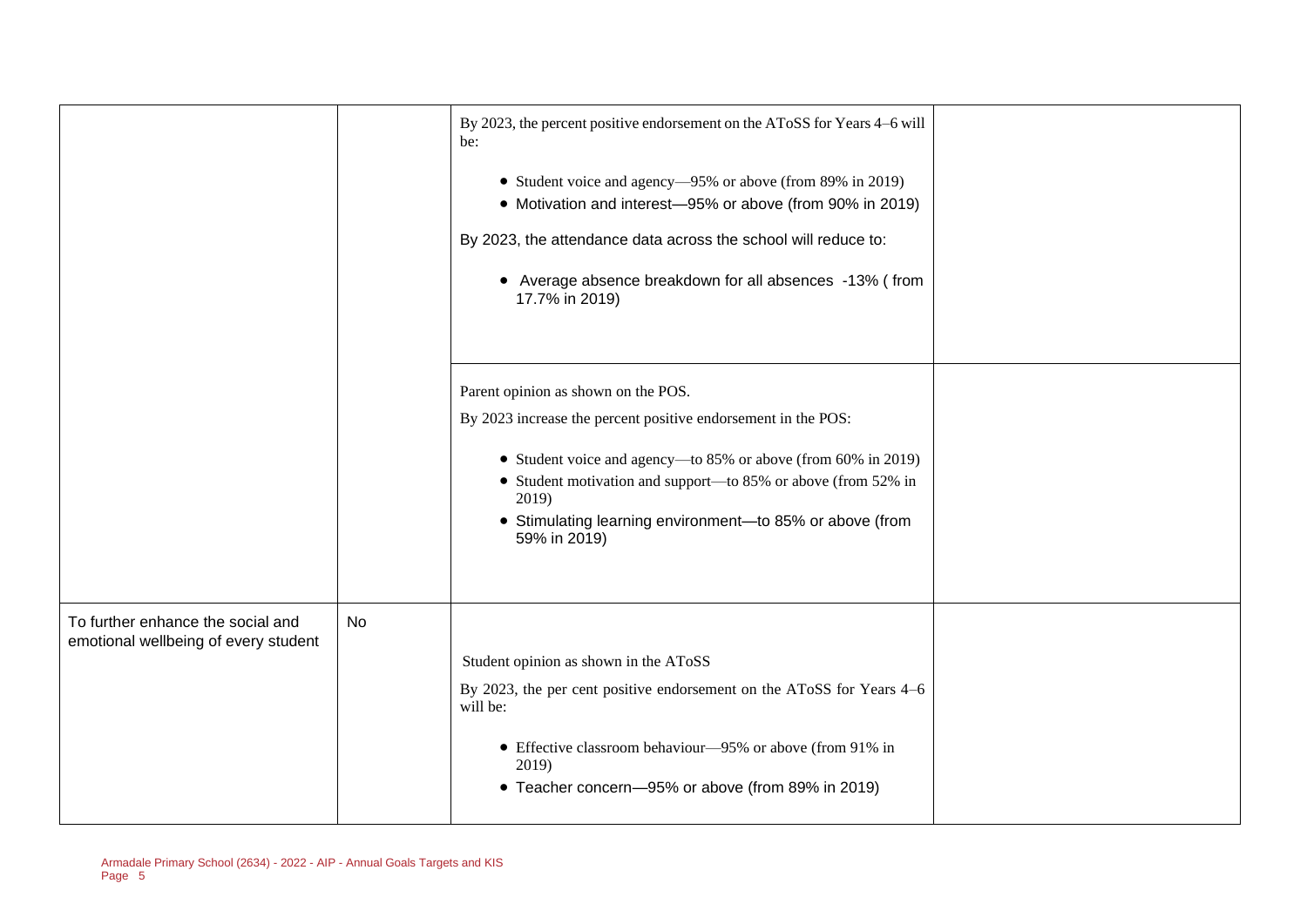| | | | |
|---|---|---|---|
| | | By 2023, the percent positive endorsement on the AToSS for Years 4–6 will be:<br><br>• Student voice and agency—95% or above (from 89% in 2019)<br>• Motivation and interest—95% or above (from 90% in 2019)<br><br>By 2023, the attendance data across the school will reduce to:<br><br>• Average absence breakdown for all absences -13% ( from 17.7% in 2019) | |
| | | Parent opinion as shown on the POS.<br><br>By 2023 increase the percent positive endorsement in the POS:<br><br>• Student voice and agency—to 85% or above (from 60% in 2019)<br>• Student motivation and support—to 85% or above (from 52% in 2019)<br>• Stimulating learning environment—to 85% or above (from 59% in 2019) | |
| To further enhance the social and emotional wellbeing of every student | No | Student opinion as shown in the AToSS<br><br>By 2023, the per cent positive endorsement on the AToSS for Years 4–6 will be:<br><br>• Effective classroom behaviour—95% or above (from 91% in 2019)<br>• Teacher concern—95% or above (from 89% in 2019) | |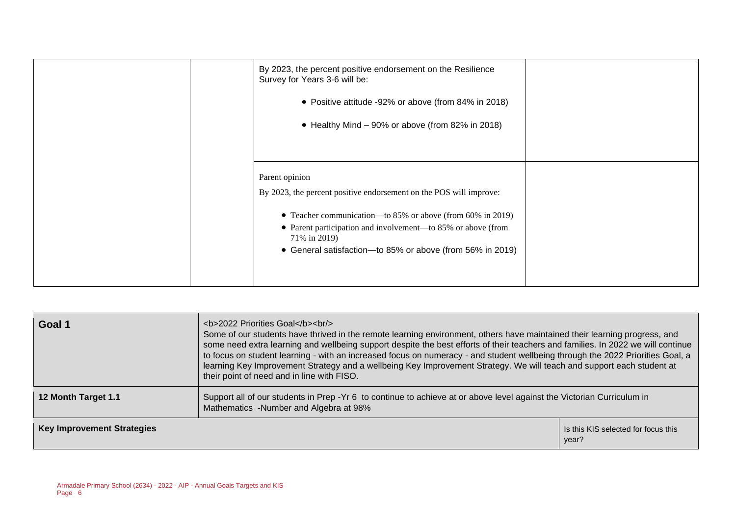| | | | |
|---|---|---|---|
| | | By 2023, the percent positive endorsement on the Resilience Survey for Years 3-6 will be:<br>• Positive attitude -92% or above (from 84% in 2018)<br>• Healthy Mind – 90% or above (from 82% in 2018) | |
| | | Parent opinion<br>By 2023, the percent positive endorsement on the POS will improve:<br>• Teacher communication—to 85% or above (from 60% in 2019)<br>• Parent participation and involvement—to 85% or above (from 71% in 2019)<br>• General satisfaction—to 85% or above (from 56% in 2019) | |

| | | |
|---|---|---|
| **Goal 1** | <b>2022 Priorities Goal</b><br/><br>Some of our students have thrived in the remote learning environment, others have maintained their learning progress, and some need extra learning and wellbeing support despite the best efforts of their teachers and families. In 2022 we will continue to focus on student learning - with an increased focus on numeracy - and student wellbeing through the 2022 Priorities Goal, a learning Key Improvement Strategy and a wellbeing Key Improvement Strategy. We will teach and support each student at their point of need and in line with FISO. | |
| **12 Month Target 1.1** | Support all of our students in Prep -Yr 6 to continue to achieve at or above level against the Victorian Curriculum in Mathematics -Number and Algebra at 98% | |
| **Key Improvement Strategies** | | Is this KIS selected for focus this year? |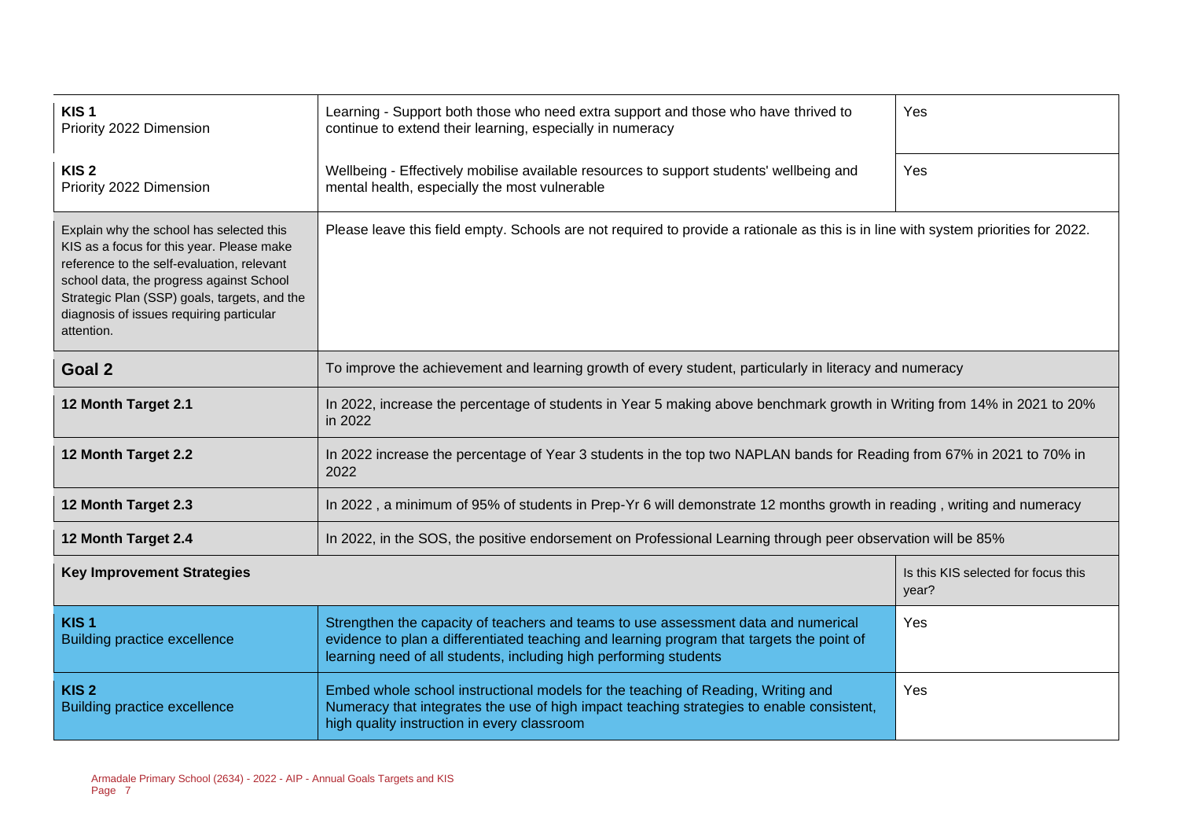| | | |
|---|---|---|
| **KIS 1**<br>Priority 2022 Dimension | Learning - Support both those who need extra support and those who have thrived to continue to extend their learning, especially in numeracy | Yes |
| **KIS 2**<br>Priority 2022 Dimension | Wellbeing - Effectively mobilise available resources to support students' wellbeing and mental health, especially the most vulnerable | Yes |
| Explain why the school has selected this KIS as a focus for this year. Please make reference to the self-evaluation, relevant school data, the progress against School Strategic Plan (SSP) goals, targets, and the diagnosis of issues requiring particular attention. | Please leave this field empty. Schools are not required to provide a rationale as this is in line with system priorities for 2022. | |
| **Goal 2** | To improve the achievement and learning growth of every student, particularly in literacy and numeracy | |
| **12 Month Target 2.1** | In 2022, increase the percentage of students in Year 5 making above benchmark growth in Writing from 14% in 2021 to 20% in 2022 | |
| **12 Month Target 2.2** | In 2022 increase the percentage of Year 3 students in the top two NAPLAN bands for Reading from 67% in 2021 to 70% in 2022 | |
| **12 Month Target 2.3** | In 2022 , a minimum of 95% of students in Prep-Yr 6 will demonstrate 12 months growth in reading , writing and numeracy | |
| **12 Month Target 2.4** | In 2022, in the SOS, the positive endorsement on Professional Learning through peer observation will be 85% | |
| **Key Improvement Strategies** | | Is this KIS selected for focus this year? |
| **KIS 1**<br>Building practice excellence | Strengthen the capacity of teachers and teams to use assessment data and numerical evidence to plan a differentiated teaching and learning program that targets the point of learning need of all students, including high performing students | Yes |
| **KIS 2**<br>Building practice excellence | Embed whole school instructional models for the teaching of Reading, Writing and Numeracy that integrates the use of high impact teaching strategies to enable consistent, high quality instruction in every classroom | Yes |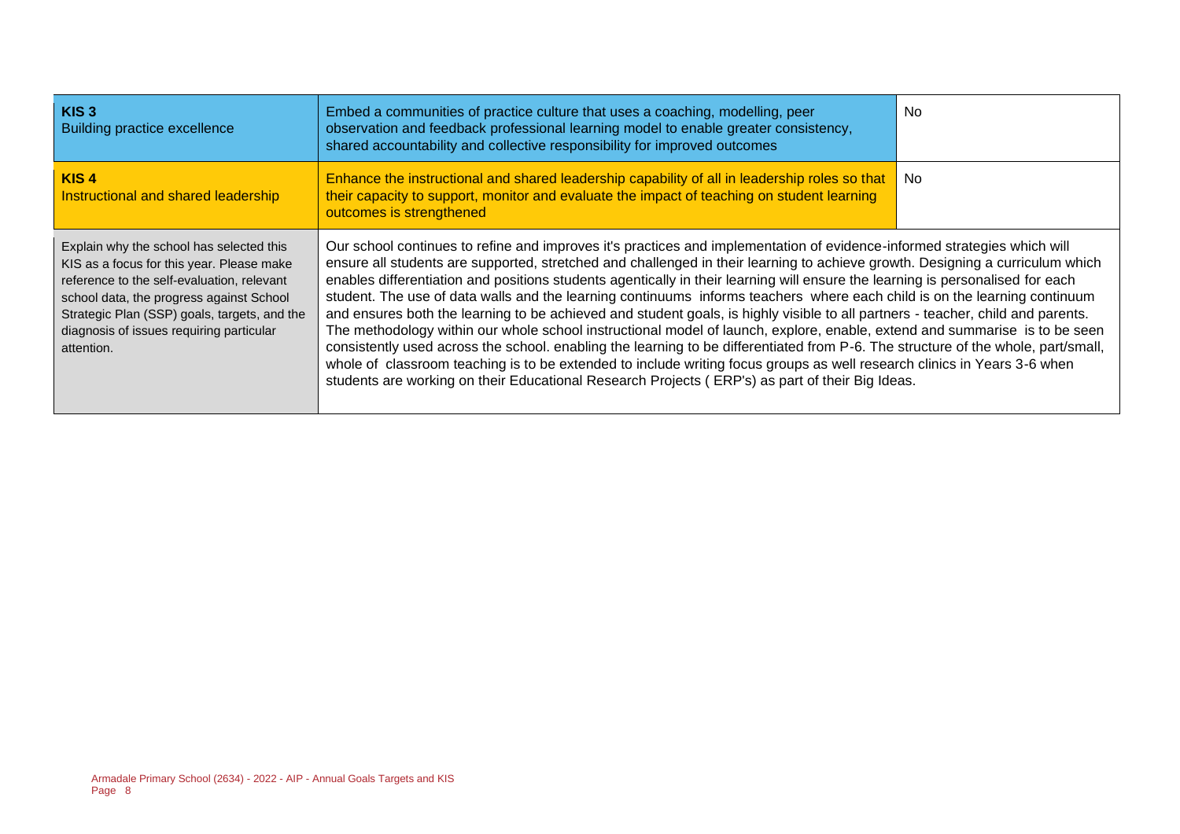| | | |
|---|---|---|
| **KIS 3**<br>Building practice excellence | Embed a communities of practice culture that uses a coaching, modelling, peer observation and feedback professional learning model to enable greater consistency, shared accountability and collective responsibility for improved outcomes | No |
| **KIS 4**<br>Instructional and shared leadership | Enhance the instructional and shared leadership capability of all in leadership roles so that their capacity to support, monitor and evaluate the impact of teaching on student learning outcomes is strengthened | No |
| Explain why the school has selected this KIS as a focus for this year. Please make reference to the self-evaluation, relevant school data, the progress against School Strategic Plan (SSP) goals, targets, and the diagnosis of issues requiring particular attention. | Our school continues to refine and improves it's practices and implementation of evidence-informed strategies which will ensure all students are supported, stretched and challenged in their learning to achieve growth. Designing a curriculum which enables differentiation and positions students agentically in their learning will ensure the learning is personalised for each student. The use of data walls and the learning continuums informs teachers where each child is on the learning continuum and ensures both the learning to be achieved and student goals, is highly visible to all partners - teacher, child and parents. The methodology within our whole school instructional model of launch, explore, enable, extend and summarise is to be seen consistently used across the school. enabling the learning to be differentiated from P-6. The structure of the whole, part/small, whole of classroom teaching is to be extended to include writing focus groups as well research clinics in Years 3-6 when students are working on their Educational Research Projects ( ERP's) as part of their Big Ideas. | |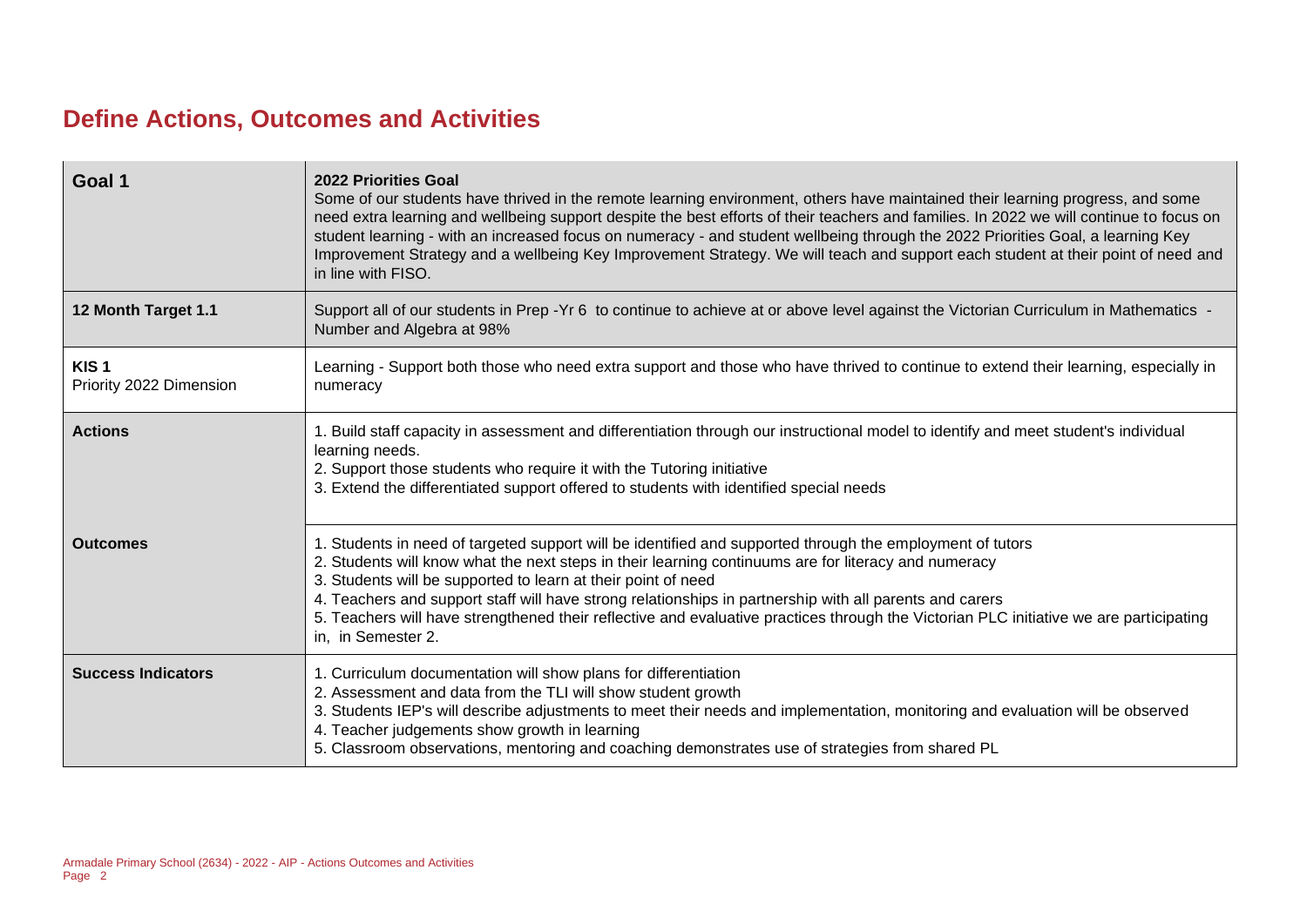# Define Actions, Outcomes and Activities

| | |
|---|---|
| **Goal 1** | **2022 Priorities Goal**<br>Some of our students have thrived in the remote learning environment, others have maintained their learning progress, and some need extra learning and wellbeing support despite the best efforts of their teachers and families. In 2022 we will continue to focus on student learning - with an increased focus on numeracy - and student wellbeing through the 2022 Priorities Goal, a learning Key Improvement Strategy and a wellbeing Key Improvement Strategy. We will teach and support each student at their point of need and in line with FISO. |
| **12 Month Target 1.1** | Support all of our students in Prep -Yr 6 to continue to achieve at or above level against the Victorian Curriculum in Mathematics - Number and Algebra at 98% |
| **KIS 1**<br>Priority 2022 Dimension | Learning - Support both those who need extra support and those who have thrived to continue to extend their learning, especially in numeracy |
| **Actions** | 1. Build staff capacity in assessment and differentiation through our instructional model to identify and meet student's individual learning needs.<br>2. Support those students who require it with the Tutoring initiative<br>3. Extend the differentiated support offered to students with identified special needs |
| **Outcomes** | 1. Students in need of targeted support will be identified and supported through the employment of tutors<br>2. Students will know what the next steps in their learning continuums are for literacy and numeracy<br>3. Students will be supported to learn at their point of need<br>4. Teachers and support staff will have strong relationships in partnership with all parents and carers<br>5. Teachers will have strengthened their reflective and evaluative practices through the Victorian PLC initiative we are participating in, in Semester 2. |
| **Success Indicators** | 1. Curriculum documentation will show plans for differentiation<br>2. Assessment and data from the TLI will show student growth<br>3. Students IEP's will describe adjustments to meet their needs and implementation, monitoring and evaluation will be observed<br>4. Teacher judgements show growth in learning<br>5. Classroom observations, mentoring and coaching demonstrates use of strategies from shared PL |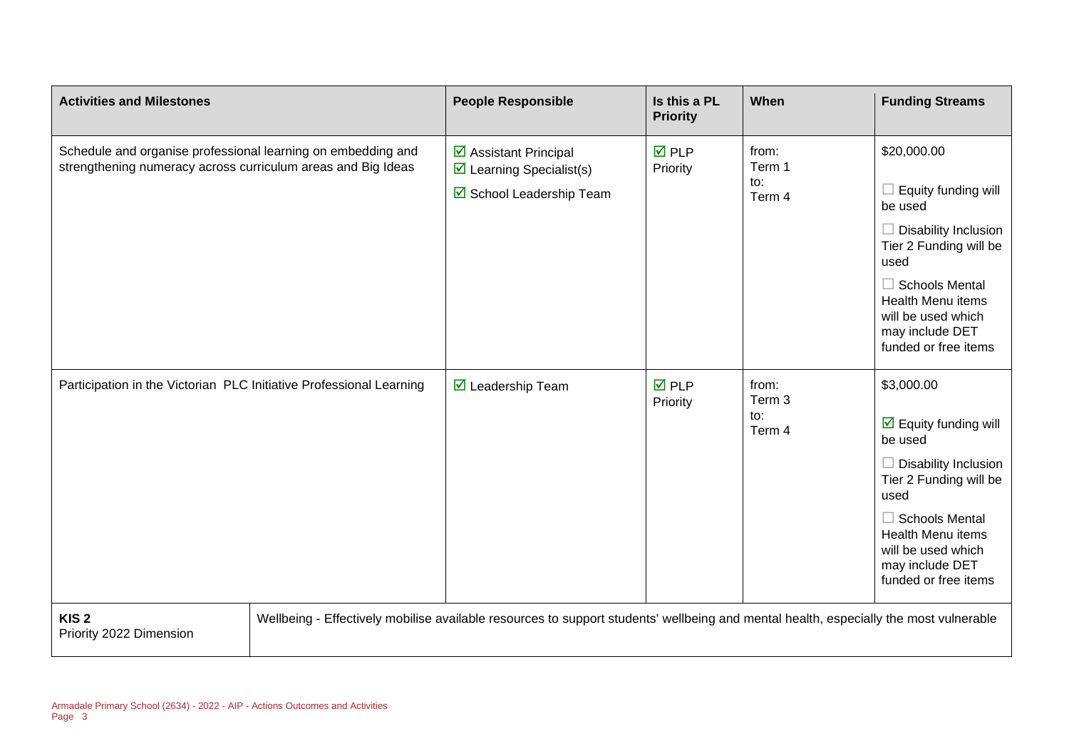| Activities and Milestones | People Responsible | Is this a PL Priority | When | Funding Streams |
|---|---|---|---|---|
| Schedule and organise professional learning on embedding and strengthening numeracy across curriculum areas and Big Ideas | ☑ Assistant Principal<br>☑ Learning Specialist(s)<br>☑ School Leadership Team | ☑ PLP Priority | from:<br>Term 1<br>to:<br>Term 4 | $20,000.00<br>☐ Equity funding will be used<br>☐ Disability Inclusion Tier 2 Funding will be used<br>☐ Schools Mental Health Menu items will be used which may include DET funded or free items |
| Participation in the Victorian PLC Initiative Professional Learning | ☑ Leadership Team | ☑ PLP Priority | from:<br>Term 3<br>to:<br>Term 4 | $3,000.00<br>☑ Equity funding will be used<br>☐ Disability Inclusion Tier 2 Funding will be used<br>☐ Schools Mental Health Menu items will be used which may include DET funded or free items |

| **KIS 2**<br>Priority 2022 Dimension | Wellbeing - Effectively mobilise available resources to support students' wellbeing and mental health, especially the most vulnerable |
|---|---|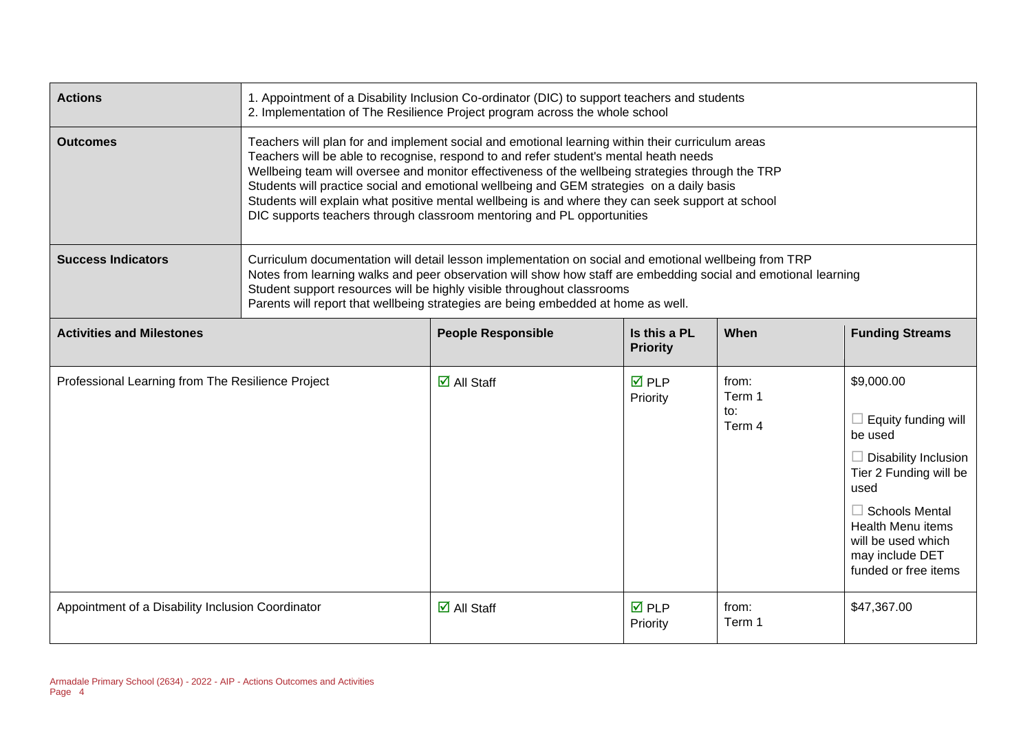| Actions | 1. Appointment of a Disability Inclusion Co-ordinator (DIC) to support teachers and students<br>2. Implementation of The Resilience Project program across the whole school | | | |
|---|---|---|---|---|
| **Outcomes** | Teachers will plan for and implement social and emotional learning within their curriculum areas<br>Teachers will be able to recognise, respond to and refer student's mental heath needs<br>Wellbeing team will oversee and monitor effectiveness of the wellbeing strategies through the TRP<br>Students will practice social and emotional wellbeing and GEM strategies on a daily basis<br>Students will explain what positive mental wellbeing is and where they can seek support at school<br>DIC supports teachers through classroom mentoring and PL opportunities | | | |
| **Success Indicators** | Curriculum documentation will detail lesson implementation on social and emotional wellbeing from TRP<br>Notes from learning walks and peer observation will show how staff are embedding social and emotional learning<br>Student support resources will be highly visible throughout classrooms<br>Parents will report that wellbeing strategies are being embedded at home as well. | | | |

| Activities and Milestones | People Responsible | Is this a PL Priority | When | Funding Streams |
|---|---|---|---|---|
| Professional Learning from The Resilience Project | ☑ All Staff | ☑ PLP Priority | from: Term 1 to: Term 4 | $9,000.00<br>☐ Equity funding will be used<br>☐ Disability Inclusion Tier 2 Funding will be used<br>☐ Schools Mental Health Menu items will be used which may include DET funded or free items |
| Appointment of a Disability Inclusion Coordinator | ☑ All Staff | ☑ PLP Priority | from: Term 1 | $47,367.00 |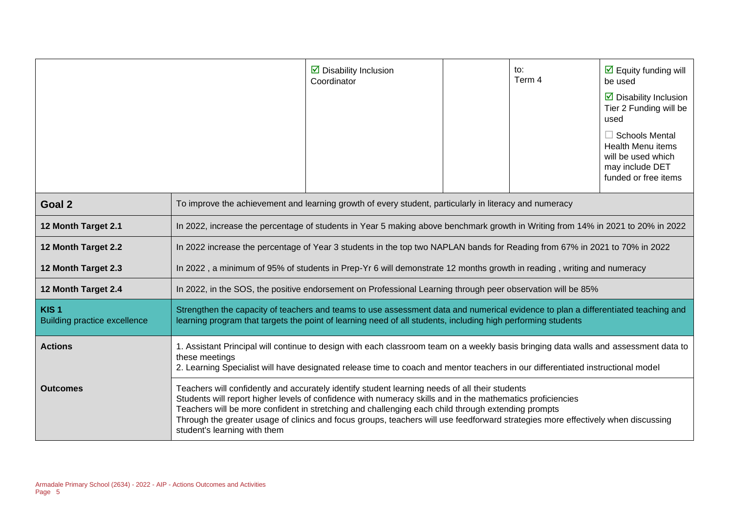|  |  | ☑ Disability Inclusion Coordinator |  | to:<br>Term 4 | ☑ Equity funding will be used<br><br>☑ Disability Inclusion Tier 2 Funding will be used<br><br>☐ Schools Mental Health Menu items will be used which may include DET funded or free items |
|---|---|---|---|---|---|

| | |
|---|---|
| **Goal 2** | To improve the achievement and learning growth of every student, particularly in literacy and numeracy |
| **12 Month Target 2.1** | In 2022, increase the percentage of students in Year 5 making above benchmark growth in Writing from 14% in 2021 to 20% in 2022 |
| **12 Month Target 2.2** | In 2022 increase the percentage of Year 3 students in the top two NAPLAN bands for Reading from 67% in 2021 to 70% in 2022 |
| **12 Month Target 2.3** | In 2022 , a minimum of 95% of students in Prep-Yr 6 will demonstrate 12 months growth in reading , writing and numeracy |
| **12 Month Target 2.4** | In 2022, in the SOS, the positive endorsement on Professional Learning through peer observation will be 85% |
| **KIS 1**<br>Building practice excellence | Strengthen the capacity of teachers and teams to use assessment data and numerical evidence to plan a differentiated teaching and learning program that targets the point of learning need of all students, including high performing students |
| **Actions** | 1. Assistant Principal will continue to design with each classroom team on a weekly basis bringing data walls and assessment data to these meetings<br>2. Learning Specialist will have designated release time to coach and mentor teachers in our differentiated instructional model |
| **Outcomes** | Teachers will confidently and accurately identify student learning needs of all their students<br>Students will report higher levels of confidence with numeracy skills and in the mathematics proficiencies<br>Teachers will be more confident in stretching and challenging each child through extending prompts<br>Through the greater usage of clinics and focus groups, teachers will use feedforward strategies more effectively when discussing student's learning with them |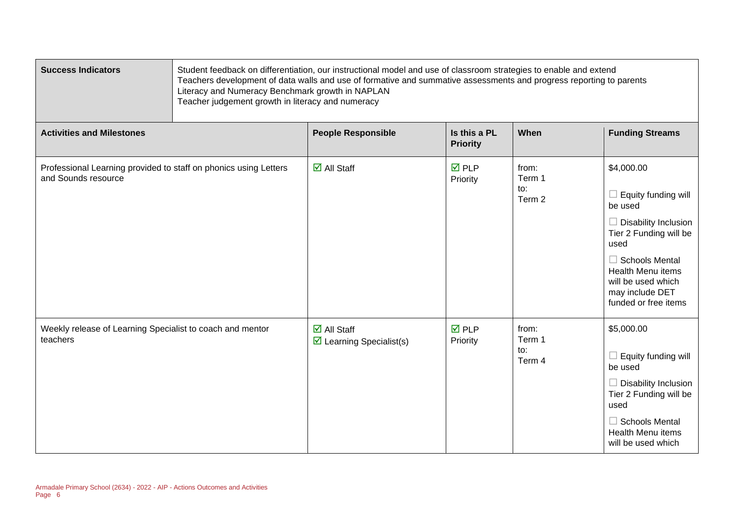| Success Indicators | Student feedback on differentiation, our instructional model and use of classroom strategies to enable and extend<br>Teachers development of data walls and use of formative and summative assessments and progress reporting to parents<br>Literacy and Numeracy Benchmark growth in NAPLAN<br>Teacher judgement growth in literacy and numeracy |
|---|---|

| Activities and Milestones | People Responsible | Is this a PL Priority | When | Funding Streams |
|---|---|---|---|---|
| Professional Learning provided to staff on phonics using Letters and Sounds resource | ☑ All Staff | ☑ PLP Priority | from: Term 1 to: Term 2 | $4,000.00<br>☐ Equity funding will be used<br>☐ Disability Inclusion Tier 2 Funding will be used<br>☐ Schools Mental Health Menu items will be used which may include DET funded or free items |
| Weekly release of Learning Specialist to coach and mentor teachers | ☑ All Staff<br>☑ Learning Specialist(s) | ☑ PLP Priority | from: Term 1 to: Term 4 | $5,000.00<br>☐ Equity funding will be used<br>☐ Disability Inclusion Tier 2 Funding will be used<br>☐ Schools Mental Health Menu items will be used which |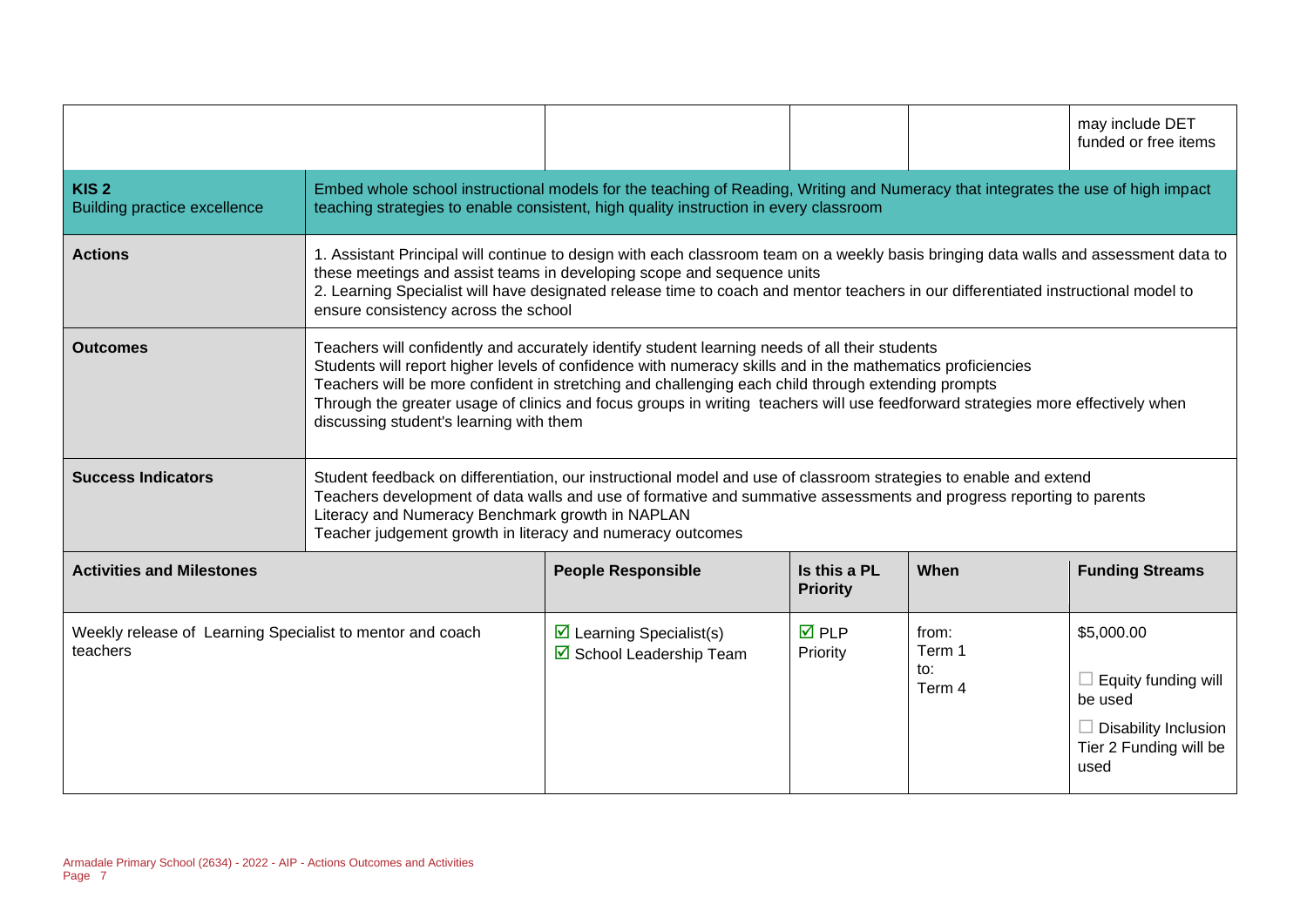| | | | | may include DET funded or free items |
|---|---|---|---|---|
| **KIS 2** Building practice excellence | Embed whole school instructional models for the teaching of Reading, Writing and Numeracy that integrates the use of high impact teaching strategies to enable consistent, high quality instruction in every classroom | | | |
| **Actions** | 1. Assistant Principal will continue to design with each classroom team on a weekly basis bringing data walls and assessment data to these meetings and assist teams in developing scope and sequence units<br>2. Learning Specialist will have designated release time to coach and mentor teachers in our differentiated instructional model to ensure consistency across the school | | | |
| **Outcomes** | Teachers will confidently and accurately identify student learning needs of all their students<br>Students will report higher levels of confidence with numeracy skills and in the mathematics proficiencies<br>Teachers will be more confident in stretching and challenging each child through extending prompts<br>Through the greater usage of clinics and focus groups in writing teachers will use feedforward strategies more effectively when discussing student's learning with them | | | |
| **Success Indicators** | Student feedback on differentiation, our instructional model and use of classroom strategies to enable and extend<br>Teachers development of data walls and use of formative and summative assessments and progress reporting to parents<br>Literacy and Numeracy Benchmark growth in NAPLAN<br>Teacher judgement growth in literacy and numeracy outcomes | | | |

| Activities and Milestones | People Responsible | Is this a PL Priority | When | Funding Streams |
|---|---|---|---|---|
| Weekly release of Learning Specialist to mentor and coach teachers | ☑ Learning Specialist(s)<br>☑ School Leadership Team | ☑ PLP Priority | from: Term 1<br>to: Term 4 | $5,000.00<br>☐ Equity funding will be used<br>☐ Disability Inclusion Tier 2 Funding will be used |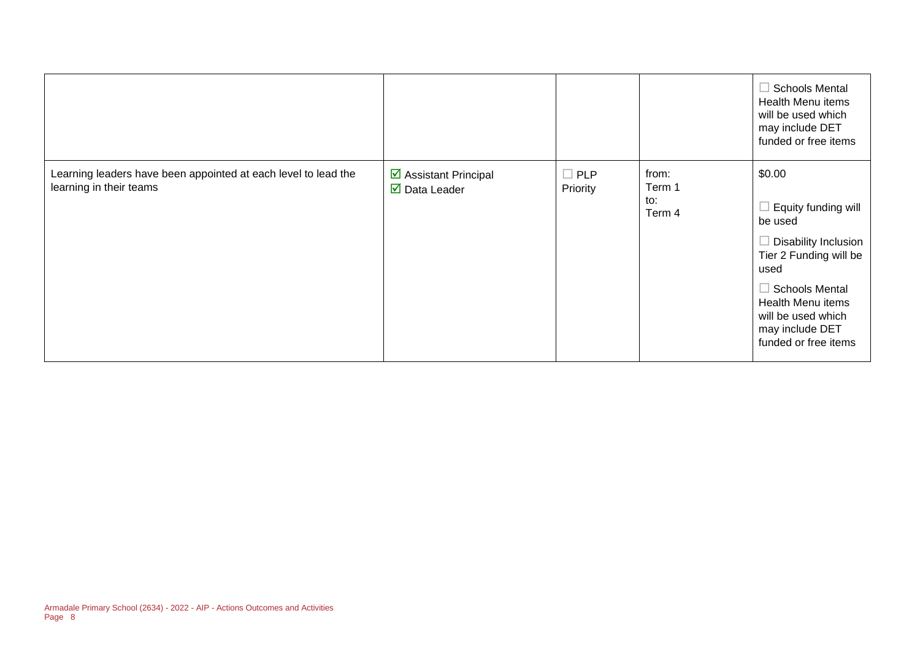| | | | | |
|---|---|---|---|---|
| | | | | ☐ Schools Mental Health Menu items will be used which may include DET funded or free items |
| Learning leaders have been appointed at each level to lead the learning in their teams | ☑ Assistant Principal<br>☑ Data Leader | ☐ PLP Priority | from: Term 1<br>to: Term 4 | $0.00<br><br>☐ Equity funding will be used<br><br>☐ Disability Inclusion Tier 2 Funding will be used<br><br>☐ Schools Mental Health Menu items will be used which may include DET funded or free items |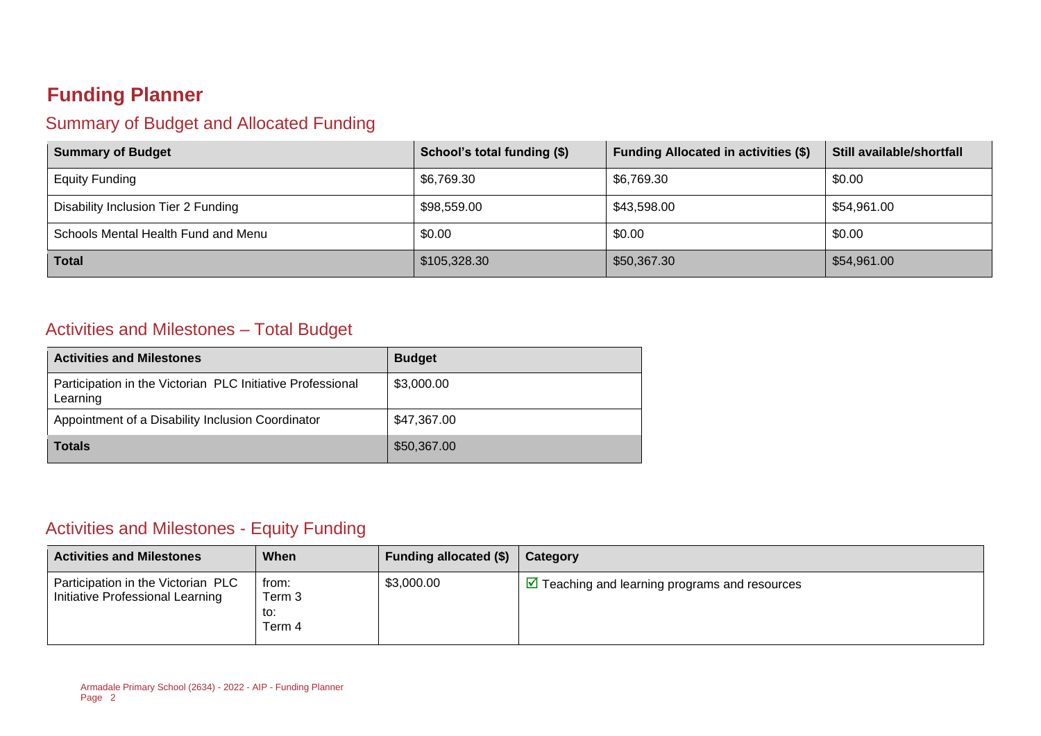# Funding Planner

## Summary of Budget and Allocated Funding

| Summary of Budget | School's total funding ($) | Funding Allocated in activities ($) | Still available/shortfall |
|---|---|---|---|
| Equity Funding | $6,769.30 | $6,769.30 | $0.00 |
| Disability Inclusion Tier 2 Funding | $98,559.00 | $43,598.00 | $54,961.00 |
| Schools Mental Health Fund and Menu | $0.00 | $0.00 | $0.00 |
| **Total** | $105,328.30 | $50,367.30 | $54,961.00 |

## Activities and Milestones – Total Budget

| Activities and Milestones | Budget |
|---|---|
| Participation in the Victorian PLC Initiative Professional Learning | $3,000.00 |
| Appointment of a Disability Inclusion Coordinator | $47,367.00 |
| **Totals** | $50,367.00 |

## Activities and Milestones - Equity Funding

| Activities and Milestones | When | Funding allocated ($) | Category |
|---|---|---|---|
| Participation in the Victorian PLC Initiative Professional Learning | from: Term 3 to: Term 4 | $3,000.00 | ☑ Teaching and learning programs and resources |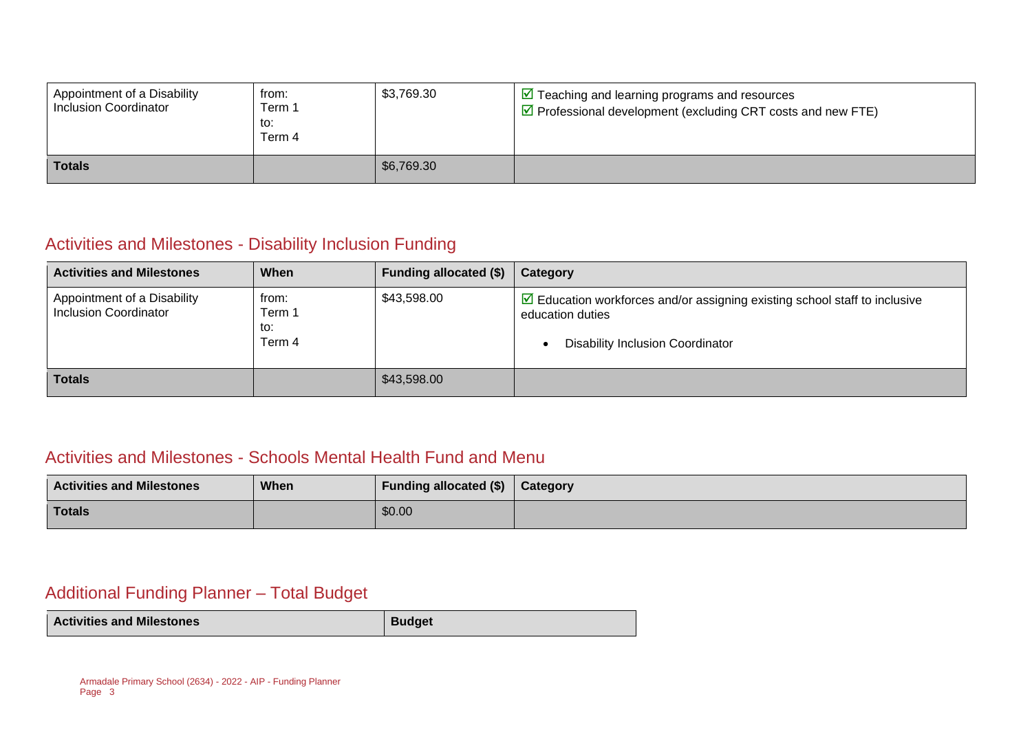| Appointment of a Disability Inclusion Coordinator | from: Term 1 to: Term 4 | $3,769.30 | ☑ Teaching and learning programs and resources<br>☑ Professional development (excluding CRT costs and new FTE) |
|---|---|---|---|
| **Totals** | | $6,769.30 | |

## Activities and Milestones - Disability Inclusion Funding

| Activities and Milestones | When | Funding allocated ($) | Category |
|---|---|---|---|
| Appointment of a Disability Inclusion Coordinator | from: Term 1 to: Term 4 | $43,598.00 | ☑ Education workforces and/or assigning existing school staff to inclusive education duties<br>• Disability Inclusion Coordinator |
| **Totals** | | $43,598.00 | |

## Activities and Milestones - Schools Mental Health Fund and Menu

| Activities and Milestones | When | Funding allocated ($) | Category |
|---|---|---|---|
| **Totals** | | $0.00 | |

## Additional Funding Planner – Total Budget

| Activities and Milestones | Budget |
|---|---|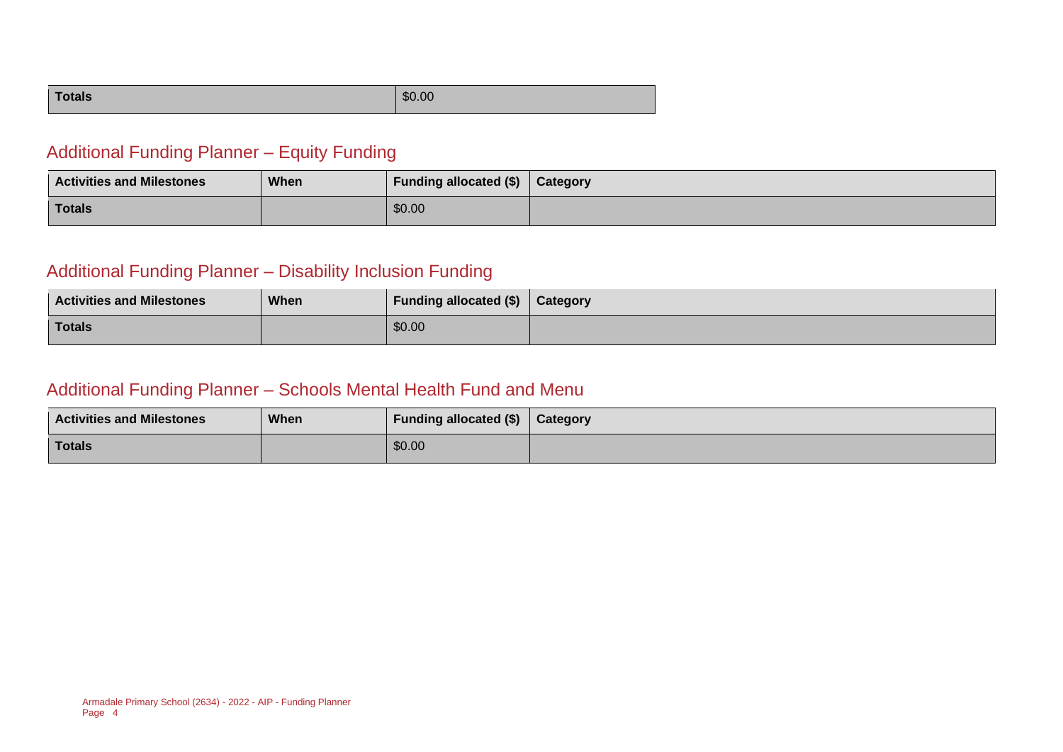| Totals | $0.00 |
| --- | --- |

## Additional Funding Planner – Equity Funding

| Activities and Milestones | When | Funding allocated ($) | Category |
| --- | --- | --- | --- |
| Totals | | $0.00 | |

## Additional Funding Planner – Disability Inclusion Funding

| Activities and Milestones | When | Funding allocated ($) | Category |
| --- | --- | --- | --- |
| Totals | | $0.00 | |

## Additional Funding Planner – Schools Mental Health Fund and Menu

| Activities and Milestones | When | Funding allocated ($) | Category |
| --- | --- | --- | --- |
| Totals | | $0.00 | |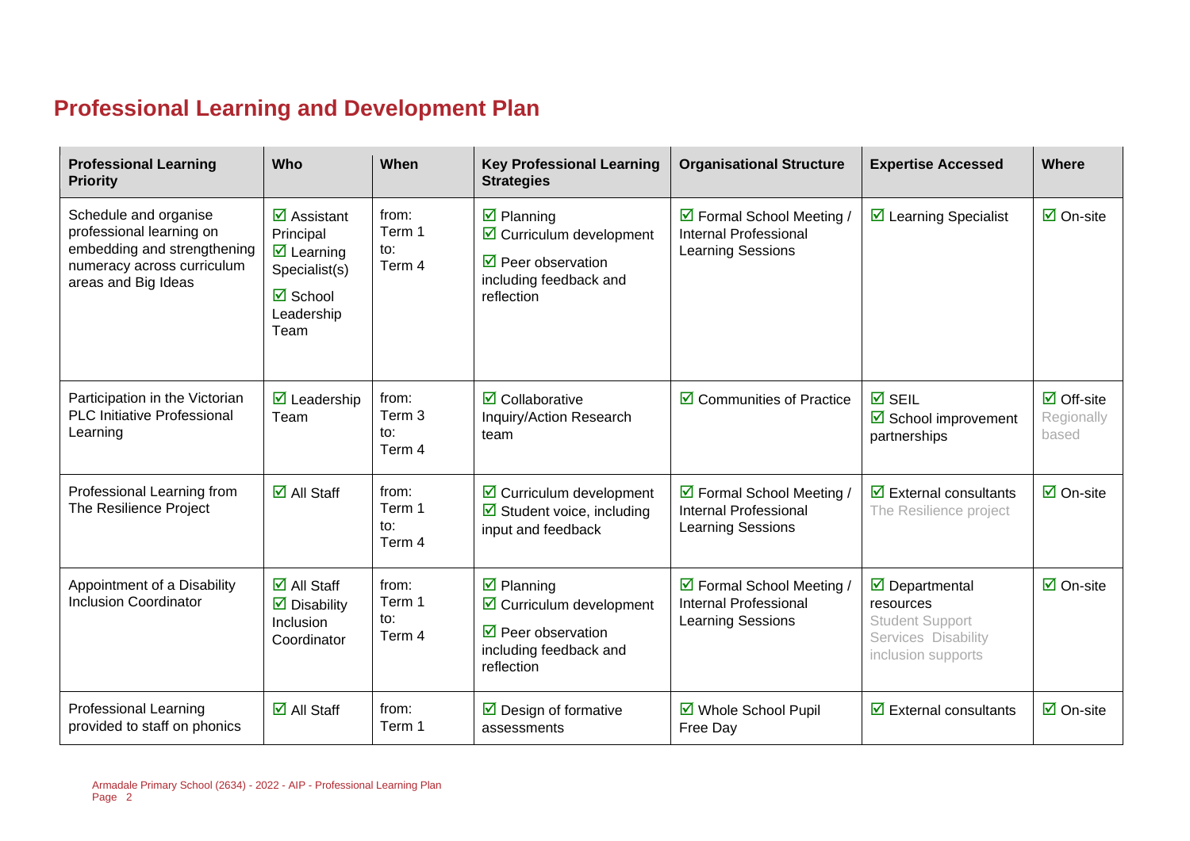# Professional Learning and Development Plan

| Professional Learning Priority | Who | When | Key Professional Learning Strategies | Organisational Structure | Expertise Accessed | Where |
|---|---|---|---|---|---|---|
| Schedule and organise professional learning on embedding and strengthening numeracy across curriculum areas and Big Ideas | ☑ Assistant Principal<br>☑ Learning Specialist(s)<br>☑ School Leadership Team | from: Term 1 to: Term 4 | ☑ Planning<br>☑ Curriculum development<br>☑ Peer observation including feedback and reflection | ☑ Formal School Meeting / Internal Professional Learning Sessions | ☑ Learning Specialist | ☑ On-site |
| Participation in the Victorian PLC Initiative Professional Learning | ☑ Leadership Team | from: Term 3 to: Term 4 | ☑ Collaborative Inquiry/Action Research team | ☑ Communities of Practice | ☑ SEIL<br>☑ School improvement partnerships | ☑ Off-site Regionally based |
| Professional Learning from The Resilience Project | ☑ All Staff | from: Term 1 to: Term 4 | ☑ Curriculum development<br>☑ Student voice, including input and feedback | ☑ Formal School Meeting / Internal Professional Learning Sessions | ☑ External consultants The Resilience project | ☑ On-site |
| Appointment of a Disability Inclusion Coordinator | ☑ All Staff<br>☑ Disability Inclusion Coordinator | from: Term 1 to: Term 4 | ☑ Planning<br>☑ Curriculum development<br>☑ Peer observation including feedback and reflection | ☑ Formal School Meeting / Internal Professional Learning Sessions | ☑ Departmental resources Student Support Services Disability inclusion supports | ☑ On-site |
| Professional Learning provided to staff on phonics | ☑ All Staff | from: Term 1 | ☑ Design of formative assessments | ☑ Whole School Pupil Free Day | ☑ External consultants | ☑ On-site |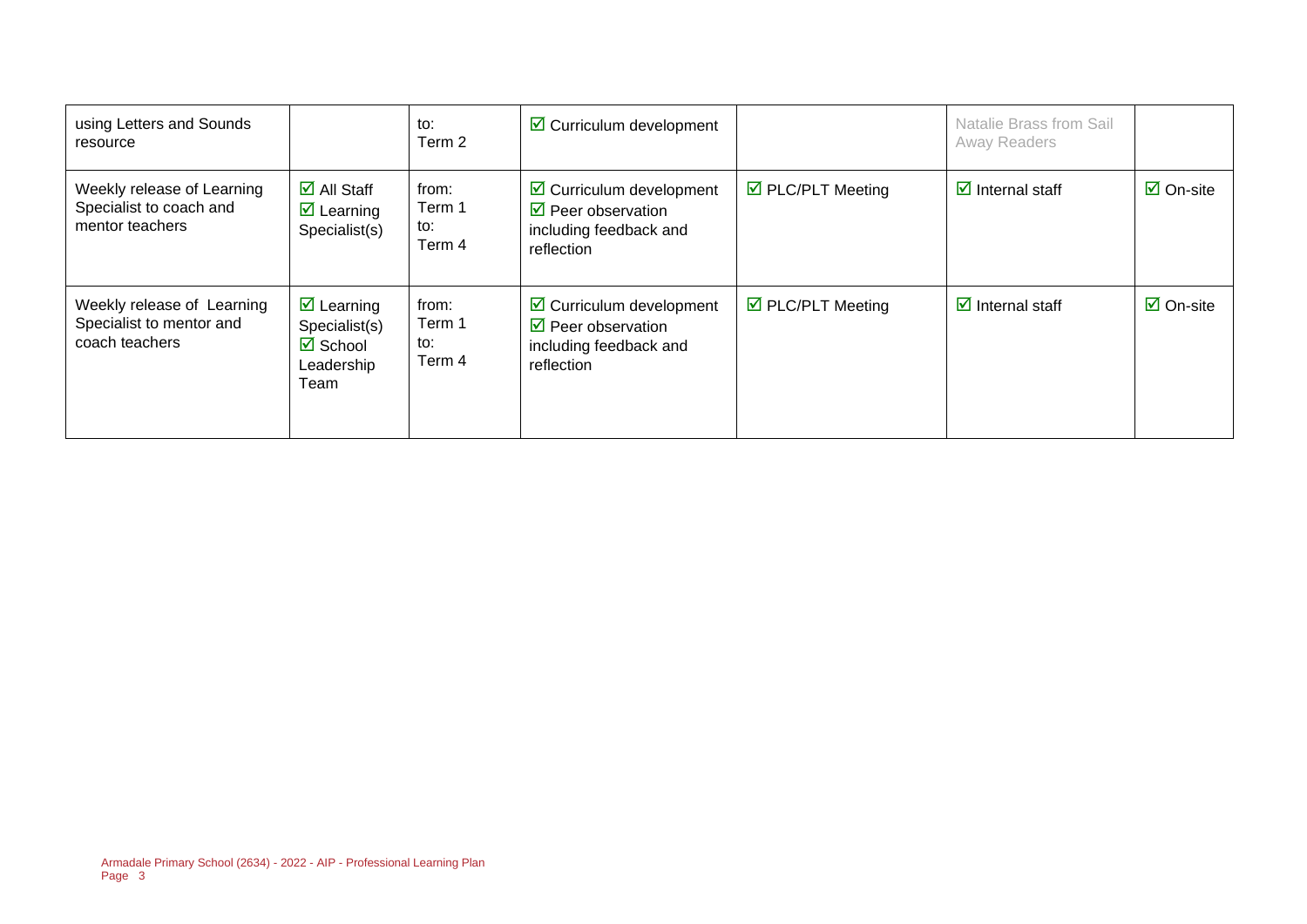| | | | | | | |
|---|---|---|---|---|---|---|
| using Letters and Sounds resource | | to:<br>Term 2 | ☑ Curriculum development | | Natalie Brass from Sail Away Readers | |
| Weekly release of Learning Specialist to coach and mentor teachers | ☑ All Staff<br>☑ Learning Specialist(s) | from:<br>Term 1<br>to:<br>Term 4 | ☑ Curriculum development<br>☑ Peer observation including feedback and reflection | ☑ PLC/PLT Meeting | ☑ Internal staff | ☑ On-site |
| Weekly release of Learning Specialist to mentor and coach teachers | ☑ Learning Specialist(s)<br>☑ School Leadership Team | from:<br>Term 1<br>to:<br>Term 4 | ☑ Curriculum development<br>☑ Peer observation including feedback and reflection | ☑ PLC/PLT Meeting | ☑ Internal staff | ☑ On-site |